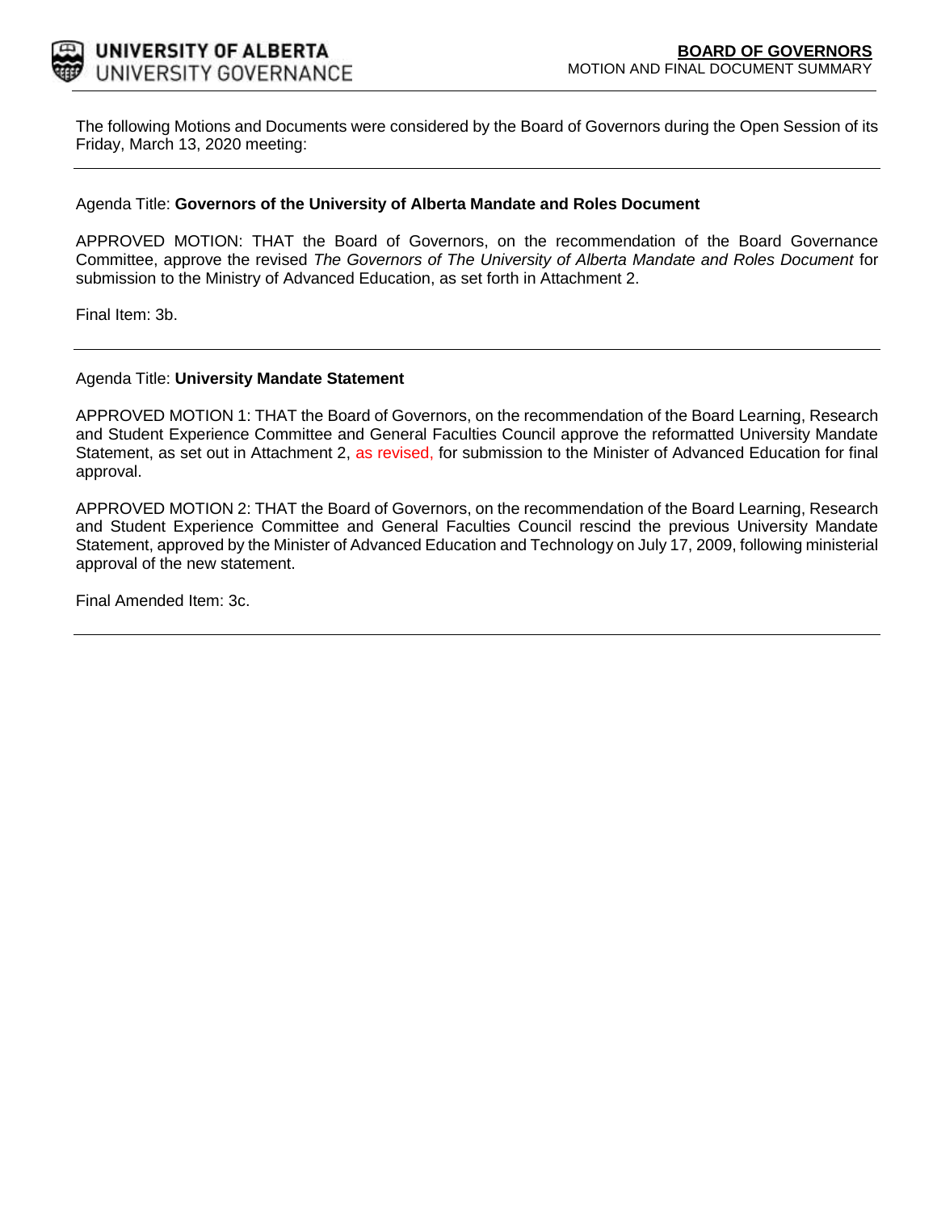UNIVERSITY OF ALBERTA
UNIVERSITY GOVERNANCE

**BOARD OF GOVERNORS**
MOTION AND FINAL DOCUMENT SUMMARY

The following Motions and Documents were considered by the Board of Governors during the Open Session of its Friday, March 13, 2020 meeting:

---

Agenda Title: **Governors of the University of Alberta Mandate and Roles Document**

APPROVED MOTION: THAT the Board of Governors, on the recommendation of the Board Governance Committee, approve the revised *The Governors of The University of Alberta Mandate and Roles Document* for submission to the Ministry of Advanced Education, as set forth in Attachment 2.

Final Item: 3b.

---

Agenda Title: **University Mandate Statement**

APPROVED MOTION 1: THAT the Board of Governors, on the recommendation of the Board Learning, Research and Student Experience Committee and General Faculties Council approve the reformatted University Mandate Statement, as set out in Attachment 2, as revised, for submission to the Minister of Advanced Education for final approval.

APPROVED MOTION 2: THAT the Board of Governors, on the recommendation of the Board Learning, Research and Student Experience Committee and General Faculties Council rescind the previous University Mandate Statement, approved by the Minister of Advanced Education and Technology on July 17, 2009, following ministerial approval of the new statement.

Final Amended Item: 3c.

---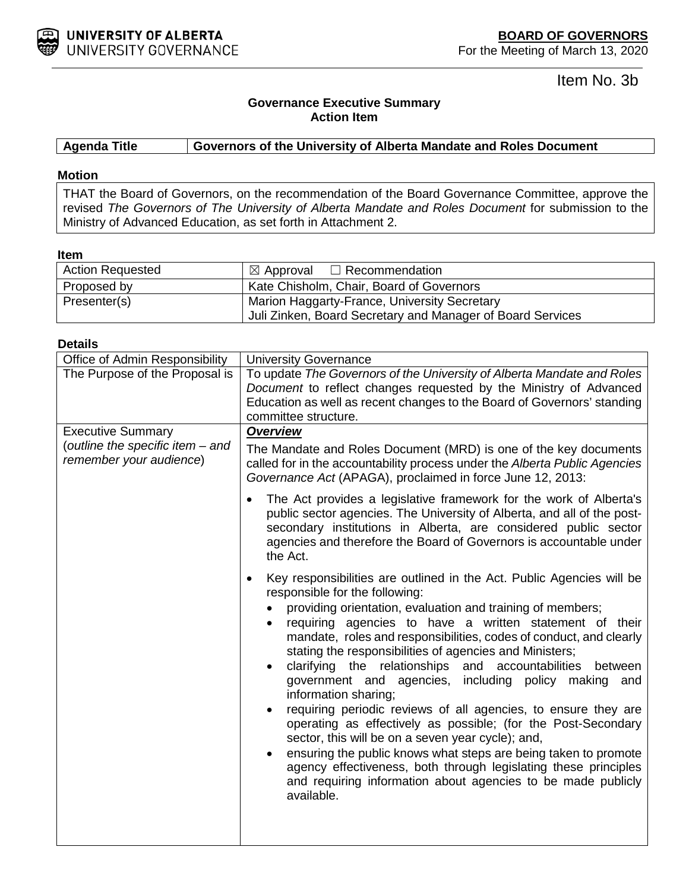**BOARD OF GOVERNORS**

For the Meeting of March 13, 2020

Item No. 3b

**Governance Executive Summary**
**Action Item**

| **Agenda Title** | **Governors of the University of Alberta Mandate and Roles Document** |
|---|---|

**Motion**

THAT the Board of Governors, on the recommendation of the Board Governance Committee, approve the revised *The Governors of The University of Alberta Mandate and Roles Document* for submission to the Ministry of Advanced Education, as set forth in Attachment 2.

**Item**

| | |
|---|---|
| Action Requested | ☒ Approval ☐ Recommendation |
| Proposed by | Kate Chisholm, Chair, Board of Governors |
| Presenter(s) | Marion Haggarty-France, University Secretary<br>Juli Zinken, Board Secretary and Manager of Board Services |

**Details**

| | |
|---|---|
| Office of Admin Responsibility | University Governance |
| The Purpose of the Proposal is | To update *The Governors of the University of Alberta Mandate and Roles Document* to reflect changes requested by the Ministry of Advanced Education as well as recent changes to the Board of Governors' standing committee structure. |
| Executive Summary<br>(*outline the specific item – and remember your audience*) | ***Overview***<br>The Mandate and Roles Document (MRD) is one of the key documents called for in the accountability process under the *Alberta Public Agencies Governance Act* (APAGA), proclaimed in force June 12, 2013:<br>• The Act provides a legislative framework for the work of Alberta's public sector agencies. The University of Alberta, and all of the post-secondary institutions in Alberta, are considered public sector agencies and therefore the Board of Governors is accountable under the Act.<br>• Key responsibilities are outlined in the Act. Public Agencies will be responsible for the following:<br>&nbsp;&nbsp;• providing orientation, evaluation and training of members;<br>&nbsp;&nbsp;• requiring agencies to have a written statement of their mandate, roles and responsibilities, codes of conduct, and clearly stating the responsibilities of agencies and Ministers;<br>&nbsp;&nbsp;• clarifying the relationships and accountabilities between government and agencies, including policy making and information sharing;<br>&nbsp;&nbsp;• requiring periodic reviews of all agencies, to ensure they are operating as effectively as possible; (for the Post-Secondary sector, this will be on a seven year cycle); and,<br>&nbsp;&nbsp;• ensuring the public knows what steps are being taken to promote agency effectiveness, both through legislating these principles and requiring information about agencies to be made publicly available. |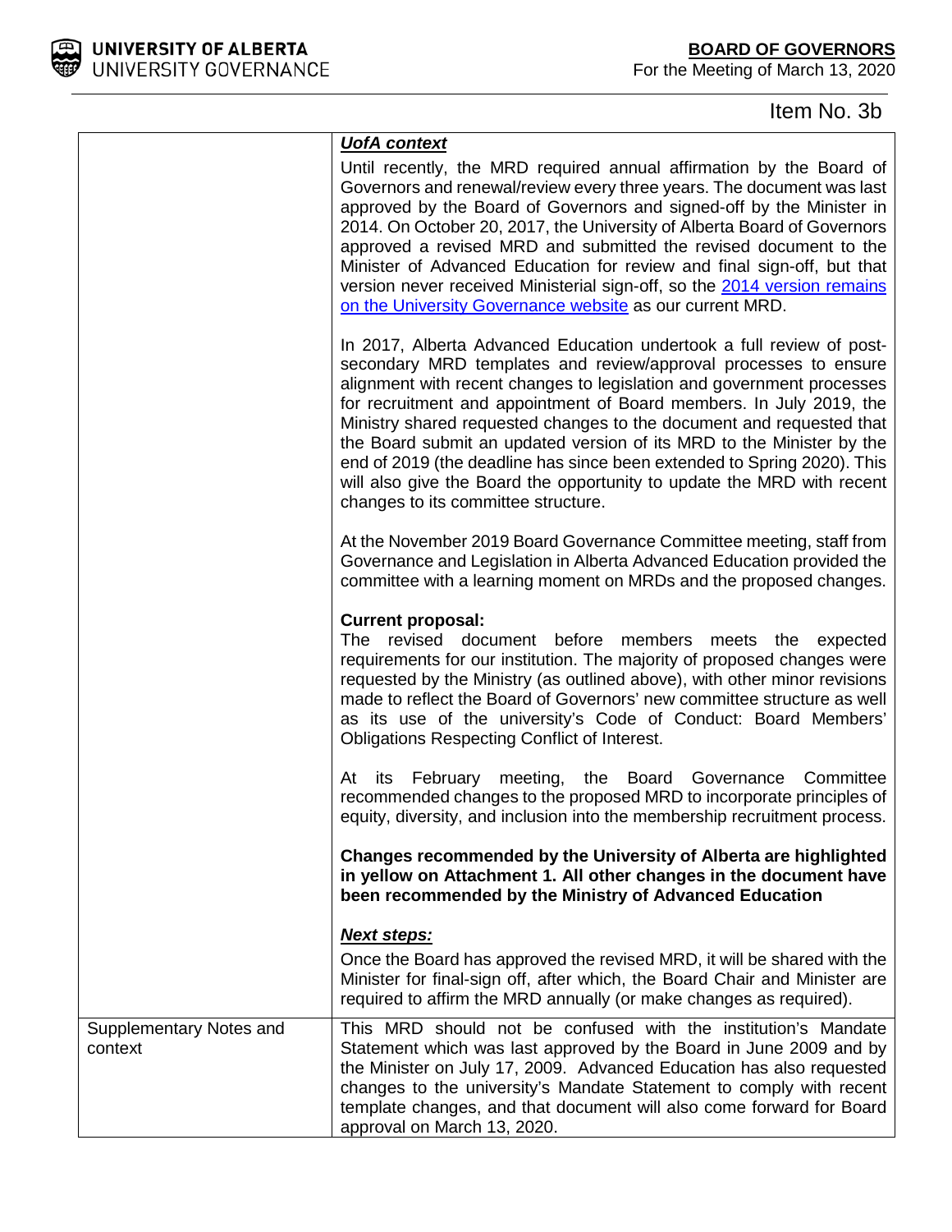Item No. 3b

| | |
|---|---|
| | ***UofA context***<br><br>Until recently, the MRD required annual affirmation by the Board of Governors and renewal/review every three years. The document was last approved by the Board of Governors and signed-off by the Minister in 2014. On October 20, 2017, the University of Alberta Board of Governors approved a revised MRD and submitted the revised document to the Minister of Advanced Education for review and final sign-off, but that version never received Ministerial sign-off, so the 2014 version remains on the University Governance website as our current MRD.<br><br>In 2017, Alberta Advanced Education undertook a full review of post-secondary MRD templates and review/approval processes to ensure alignment with recent changes to legislation and government processes for recruitment and appointment of Board members. In July 2019, the Ministry shared requested changes to the document and requested that the Board submit an updated version of its MRD to the Minister by the end of 2019 (the deadline has since been extended to Spring 2020). This will also give the Board the opportunity to update the MRD with recent changes to its committee structure.<br><br>At the November 2019 Board Governance Committee meeting, staff from Governance and Legislation in Alberta Advanced Education provided the committee with a learning moment on MRDs and the proposed changes.<br><br>**Current proposal:**<br>The revised document before members meets the expected requirements for our institution. The majority of proposed changes were requested by the Ministry (as outlined above), with other minor revisions made to reflect the Board of Governors' new committee structure as well as its use of the university's Code of Conduct: Board Members' Obligations Respecting Conflict of Interest.<br><br>At its February meeting, the Board Governance Committee recommended changes to the proposed MRD to incorporate principles of equity, diversity, and inclusion into the membership recruitment process.<br><br>**Changes recommended by the University of Alberta are highlighted in yellow on Attachment 1. All other changes in the document have been recommended by the Ministry of Advanced Education**<br><br>***Next steps:***<br>Once the Board has approved the revised MRD, it will be shared with the Minister for final-sign off, after which, the Board Chair and Minister are required to affirm the MRD annually (or make changes as required). |
| Supplementary Notes and context | This MRD should not be confused with the institution's Mandate Statement which was last approved by the Board in June 2009 and by the Minister on July 17, 2009. Advanced Education has also requested changes to the university's Mandate Statement to comply with recent template changes, and that document will also come forward for Board approval on March 13, 2020. |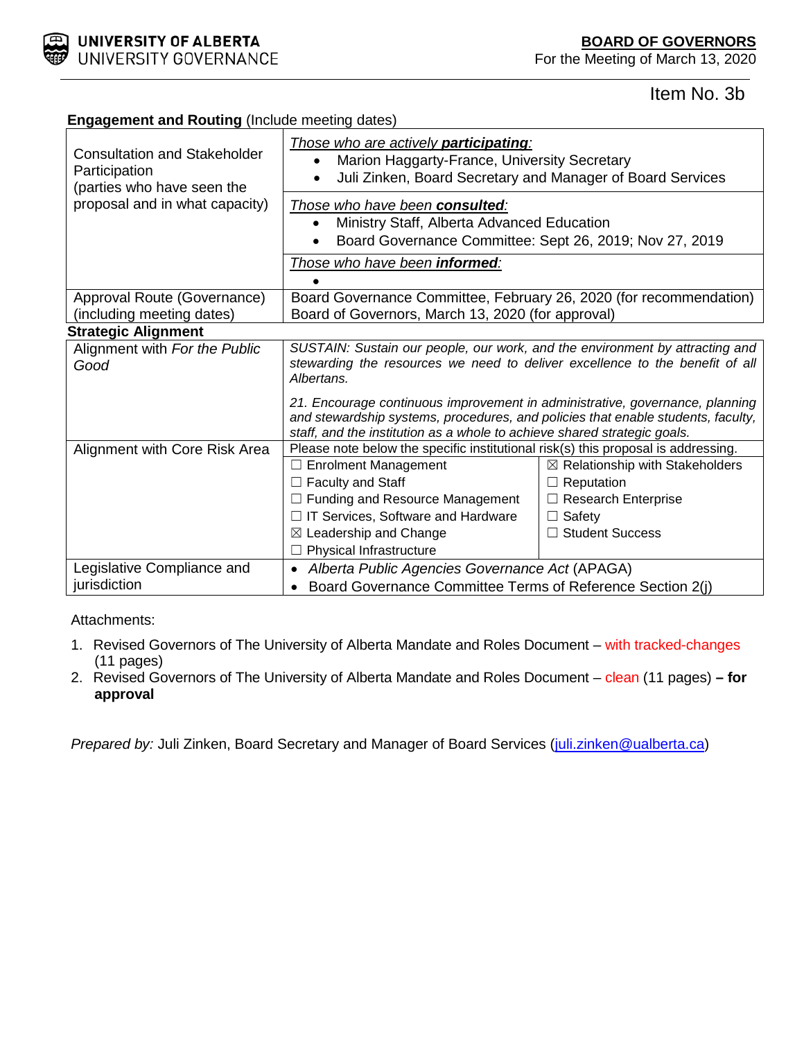**UNIVERSITY OF ALBERTA**
UNIVERSITY GOVERNANCE

**BOARD OF GOVERNORS**
For the Meeting of March 13, 2020

Item No. 3b

**Engagement and Routing** (Include meeting dates)

| | |
|---|---|
| Consultation and Stakeholder Participation (parties who have seen the proposal and in what capacity) | *Those who are actively **participating**:*<br>• Marion Haggarty-France, University Secretary<br>• Juli Zinken, Board Secretary and Manager of Board Services |
| | *Those who have been **consulted**:*<br>• Ministry Staff, Alberta Advanced Education<br>• Board Governance Committee: Sept 26, 2019; Nov 27, 2019 |
| | *Those who have been **informed**:*<br>• |
| Approval Route (Governance) (including meeting dates) | Board Governance Committee, February 26, 2020 (for recommendation)<br>Board of Governors, March 13, 2020 (for approval) |

**Strategic Alignment**

| | | |
|---|---|---|
| Alignment with *For the Public Good* | *SUSTAIN: Sustain our people, our work, and the environment by attracting and stewarding the resources we need to deliver excellence to the benefit of all Albertans.*<br><br>*21. Encourage continuous improvement in administrative, governance, planning and stewardship systems, procedures, and policies that enable students, faculty, staff, and the institution as a whole to achieve shared strategic goals.* | |
| Alignment with Core Risk Area | Please note below the specific institutional risk(s) this proposal is addressing. | |
| | ☐ Enrolment Management<br>☐ Faculty and Staff<br>☐ Funding and Resource Management<br>☐ IT Services, Software and Hardware<br>☒ Leadership and Change<br>☐ Physical Infrastructure | ☒ Relationship with Stakeholders<br>☐ Reputation<br>☐ Research Enterprise<br>☐ Safety<br>☐ Student Success |
| Legislative Compliance and jurisdiction | • *Alberta Public Agencies Governance Act* (APAGA)<br>• Board Governance Committee Terms of Reference Section 2(j) | |

Attachments:

1. Revised Governors of The University of Alberta Mandate and Roles Document – with tracked-changes (11 pages)
2. Revised Governors of The University of Alberta Mandate and Roles Document – clean (11 pages) **– for approval**

*Prepared by:* Juli Zinken, Board Secretary and Manager of Board Services (juli.zinken@ualberta.ca)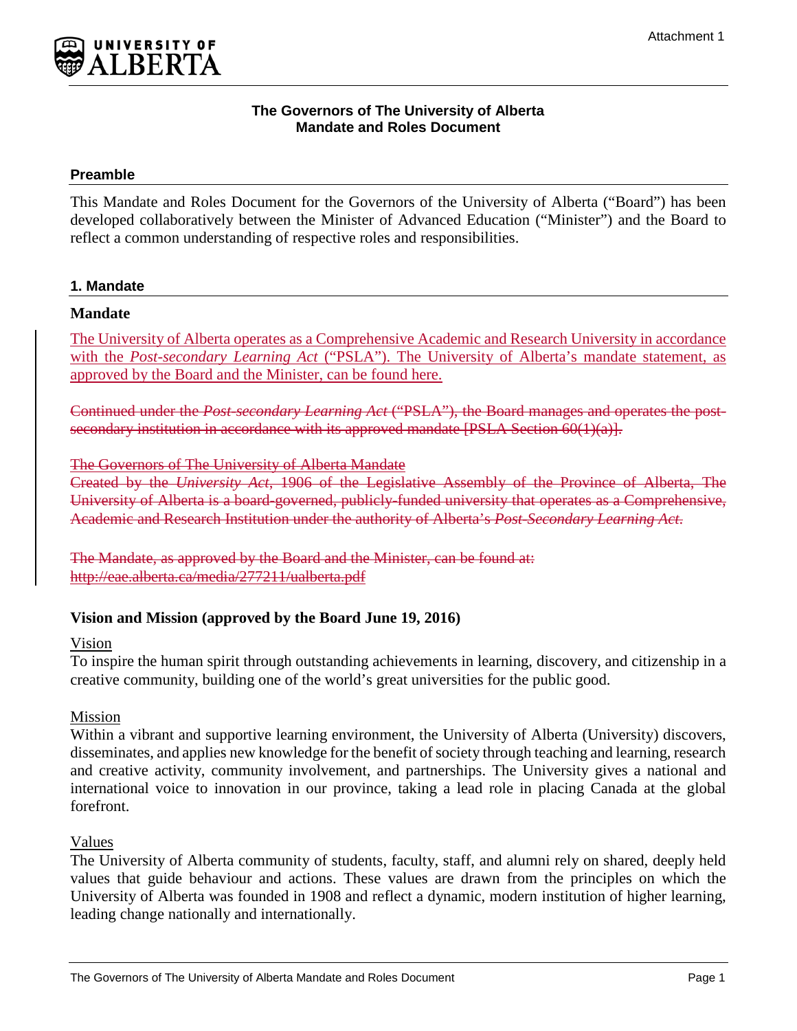Attachment 1

**The Governors of The University of Alberta**
**Mandate and Roles Document**

## Preamble

This Mandate and Roles Document for the Governors of the University of Alberta ("Board") has been developed collaboratively between the Minister of Advanced Education ("Minister") and the Board to reflect a common understanding of respective roles and responsibilities.

## 1. Mandate

### Mandate

<ins>The University of Alberta operates as a Comprehensive Academic and Research University in accordance with the *Post-secondary Learning Act* ("PSLA"). The University of Alberta's mandate statement, as approved by the Board and the Minister, can be found here.</ins>

~~Continued under the *Post-secondary Learning Act* ("PSLA"), the Board manages and operates the post-secondary institution in accordance with its approved mandate [PSLA Section 60(1)(a)].~~

~~The Governors of The University of Alberta Mandate~~
~~Created by the *University Act*, 1906 of the Legislative Assembly of the Province of Alberta, The University of Alberta is a board-governed, publicly-funded university that operates as a Comprehensive, Academic and Research Institution under the authority of Alberta's *Post-Secondary Learning Act*.~~

~~The Mandate, as approved by the Board and the Minister, can be found at:~~
~~http://eae.alberta.ca/media/277211/ualberta.pdf~~

### Vision and Mission (approved by the Board June 19, 2016)

<ins>Vision</ins>
To inspire the human spirit through outstanding achievements in learning, discovery, and citizenship in a creative community, building one of the world's great universities for the public good.

<ins>Mission</ins>
Within a vibrant and supportive learning environment, the University of Alberta (University) discovers, disseminates, and applies new knowledge for the benefit of society through teaching and learning, research and creative activity, community involvement, and partnerships. The University gives a national and international voice to innovation in our province, taking a lead role in placing Canada at the global forefront.

<ins>Values</ins>
The University of Alberta community of students, faculty, staff, and alumni rely on shared, deeply held values that guide behaviour and actions. These values are drawn from the principles on which the University of Alberta was founded in 1908 and reflect a dynamic, modern institution of higher learning, leading change nationally and internationally.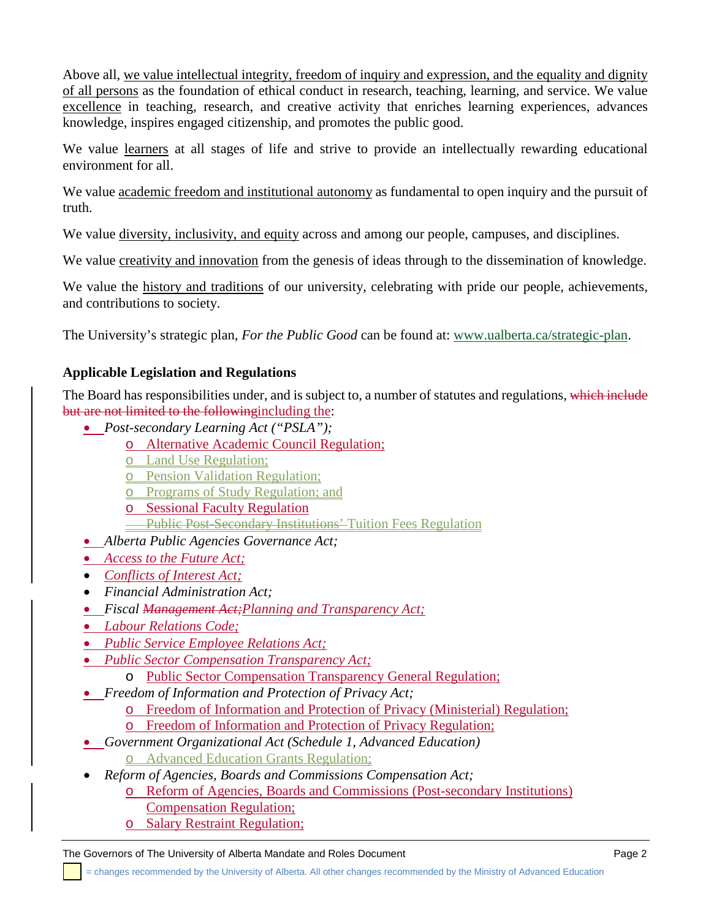Above all, we value intellectual integrity, freedom of inquiry and expression, and the equality and dignity of all persons as the foundation of ethical conduct in research, teaching, learning, and service. We value excellence in teaching, research, and creative activity that enriches learning experiences, advances knowledge, inspires engaged citizenship, and promotes the public good.

We value learners at all stages of life and strive to provide an intellectually rewarding educational environment for all.

We value academic freedom and institutional autonomy as fundamental to open inquiry and the pursuit of truth.

We value diversity, inclusivity, and equity across and among our people, campuses, and disciplines.

We value creativity and innovation from the genesis of ideas through to the dissemination of knowledge.

We value the history and traditions of our university, celebrating with pride our people, achievements, and contributions to society.

The University's strategic plan, *For the Public Good* can be found at: www.ualberta.ca/strategic-plan.

**Applicable Legislation and Regulations**

The Board has responsibilities under, and is subject to, a number of statutes and regulations, ~~which include but are not limited to the following~~including the:

- *Post-secondary Learning Act ("PSLA");*
  - Alternative Academic Council Regulation;
  - Land Use Regulation;
  - Pension Validation Regulation;
  - Programs of Study Regulation; and
  - Sessional Faculty Regulation
  - ~~Public Post-Secondary Institutions'~~ Tuition Fees Regulation
- *Alberta Public Agencies Governance Act;*
- *Access to the Future Act;*
- *Conflicts of Interest Act;*
- *Financial Administration Act;*
- *Fiscal ~~Management Act;~~Planning and Transparency Act;*
- *Labour Relations Code;*
- *Public Service Employee Relations Act;*
- *Public Sector Compensation Transparency Act;*
  - Public Sector Compensation Transparency General Regulation;
- *Freedom of Information and Protection of Privacy Act;*
  - Freedom of Information and Protection of Privacy (Ministerial) Regulation;
  - Freedom of Information and Protection of Privacy Regulation;
- *Government Organizational Act (Schedule 1, Advanced Education)*
  - Advanced Education Grants Regulation;
- *Reform of Agencies, Boards and Commissions Compensation Act;*
  - Reform of Agencies, Boards and Commissions (Post-secondary Institutions) Compensation Regulation;
  - Salary Restraint Regulation;

= changes recommended by the University of Alberta. All other changes recommended by the Ministry of Advanced Education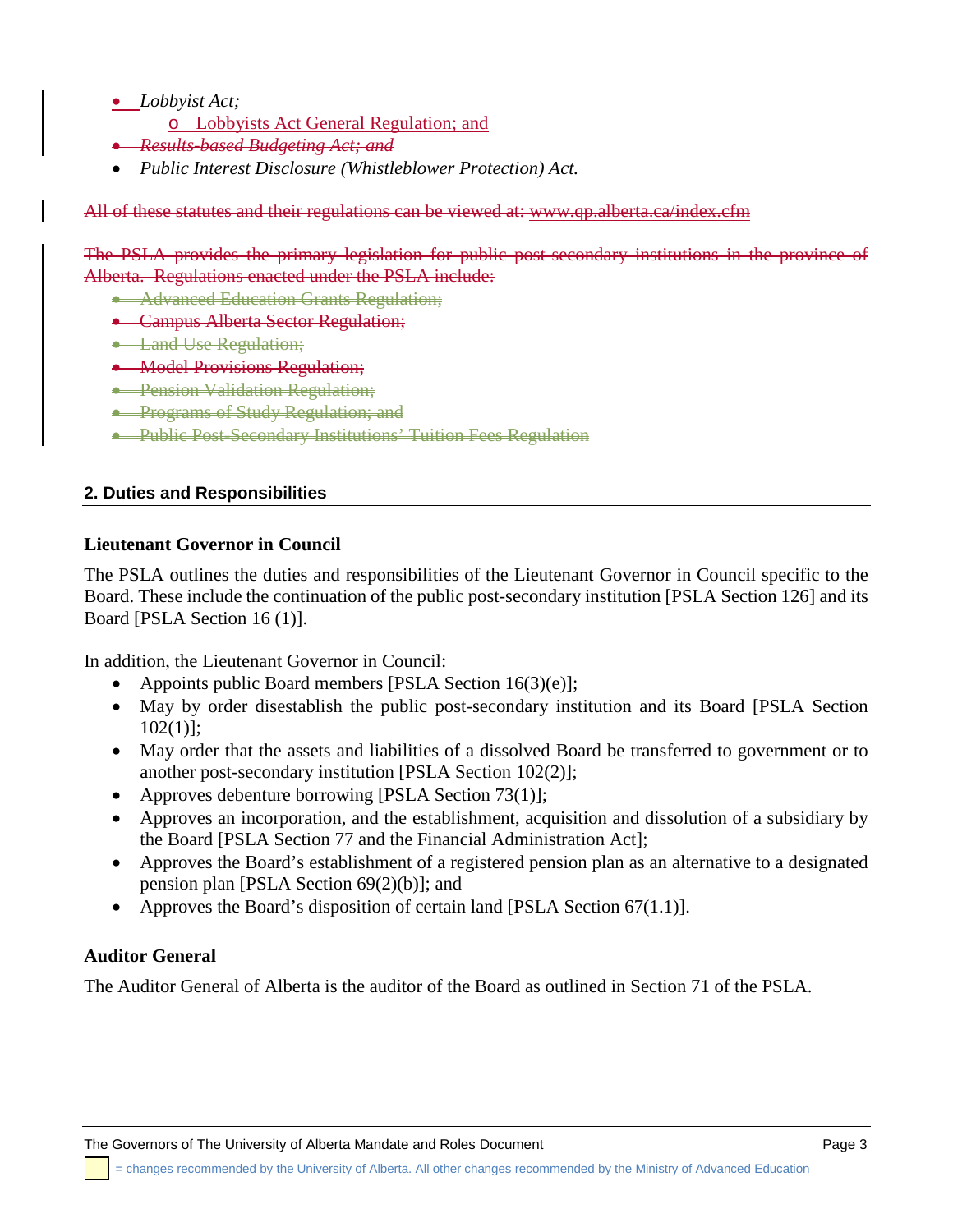- *Lobbyist Act;*
    - Lobbyists Act General Regulation; and
- ~~*Results-based Budgeting Act; and*~~
- *Public Interest Disclosure (Whistleblower Protection) Act.*

~~All of these statutes and their regulations can be viewed at: www.qp.alberta.ca/index.cfm~~

~~The PSLA provides the primary legislation for public post-secondary institutions in the province of Alberta. Regulations enacted under the PSLA include:~~

- ~~Advanced Education Grants Regulation;~~
- ~~Campus Alberta Sector Regulation;~~
- ~~Land Use Regulation;~~
- ~~Model Provisions Regulation;~~
- ~~Pension Validation Regulation;~~
- ~~Programs of Study Regulation; and~~
- ~~Public Post-Secondary Institutions' Tuition Fees Regulation~~

## 2. Duties and Responsibilities

### Lieutenant Governor in Council

The PSLA outlines the duties and responsibilities of the Lieutenant Governor in Council specific to the Board. These include the continuation of the public post-secondary institution [PSLA Section 126] and its Board [PSLA Section 16 (1)].

In addition, the Lieutenant Governor in Council:

- Appoints public Board members [PSLA Section 16(3)(e)];
- May by order disestablish the public post-secondary institution and its Board [PSLA Section 102(1)];
- May order that the assets and liabilities of a dissolved Board be transferred to government or to another post-secondary institution [PSLA Section 102(2)];
- Approves debenture borrowing [PSLA Section 73(1)];
- Approves an incorporation, and the establishment, acquisition and dissolution of a subsidiary by the Board [PSLA Section 77 and the Financial Administration Act];
- Approves the Board's establishment of a registered pension plan as an alternative to a designated pension plan [PSLA Section 69(2)(b)]; and
- Approves the Board's disposition of certain land [PSLA Section 67(1.1)].

### Auditor General

The Auditor General of Alberta is the auditor of the Board as outlined in Section 71 of the PSLA.

= changes recommended by the University of Alberta. All other changes recommended by the Ministry of Advanced Education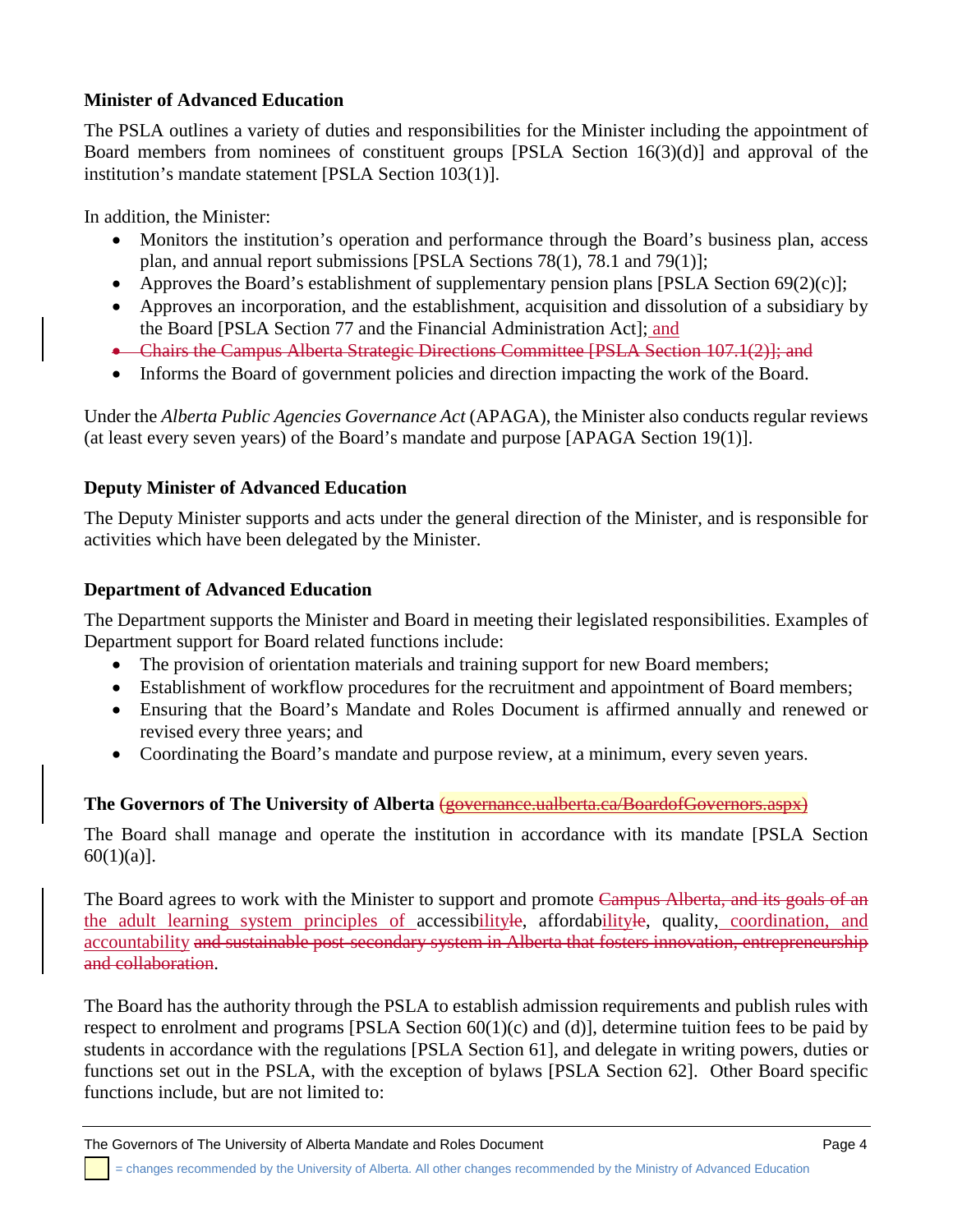### Minister of Advanced Education

The PSLA outlines a variety of duties and responsibilities for the Minister including the appointment of Board members from nominees of constituent groups [PSLA Section 16(3)(d)] and approval of the institution's mandate statement [PSLA Section 103(1)].

In addition, the Minister:

- Monitors the institution's operation and performance through the Board's business plan, access plan, and annual report submissions [PSLA Sections 78(1), 78.1 and 79(1)];
- Approves the Board's establishment of supplementary pension plans [PSLA Section 69(2)(c)];
- Approves an incorporation, and the establishment, acquisition and dissolution of a subsidiary by the Board [PSLA Section 77 and the Financial Administration Act]; and
- ~~Chairs the Campus Alberta Strategic Directions Committee [PSLA Section 107.1(2)]; and~~
- Informs the Board of government policies and direction impacting the work of the Board.

Under the *Alberta Public Agencies Governance Act* (APAGA), the Minister also conducts regular reviews (at least every seven years) of the Board's mandate and purpose [APAGA Section 19(1)].

### Deputy Minister of Advanced Education

The Deputy Minister supports and acts under the general direction of the Minister, and is responsible for activities which have been delegated by the Minister.

### Department of Advanced Education

The Department supports the Minister and Board in meeting their legislated responsibilities. Examples of Department support for Board related functions include:

- The provision of orientation materials and training support for new Board members;
- Establishment of workflow procedures for the recruitment and appointment of Board members;
- Ensuring that the Board's Mandate and Roles Document is affirmed annually and renewed or revised every three years; and
- Coordinating the Board's mandate and purpose review, at a minimum, every seven years.

### The Governors of The University of Alberta ~~(governance.ualberta.ca/BoardofGovernors.aspx)~~

The Board shall manage and operate the institution in accordance with its mandate [PSLA Section 60(1)(a)].

The Board agrees to work with the Minister to support and promote ~~Campus Alberta, and its goals of an~~ the adult learning system principles of accessibility~~le~~, affordability~~le~~, quality, coordination, and accountability ~~and sustainable post-secondary system in Alberta that fosters innovation, entrepreneurship and collaboration~~.

The Board has the authority through the PSLA to establish admission requirements and publish rules with respect to enrolment and programs [PSLA Section 60(1)(c) and (d)], determine tuition fees to be paid by students in accordance with the regulations [PSLA Section 61], and delegate in writing powers, duties or functions set out in the PSLA, with the exception of bylaws [PSLA Section 62]. Other Board specific functions include, but are not limited to: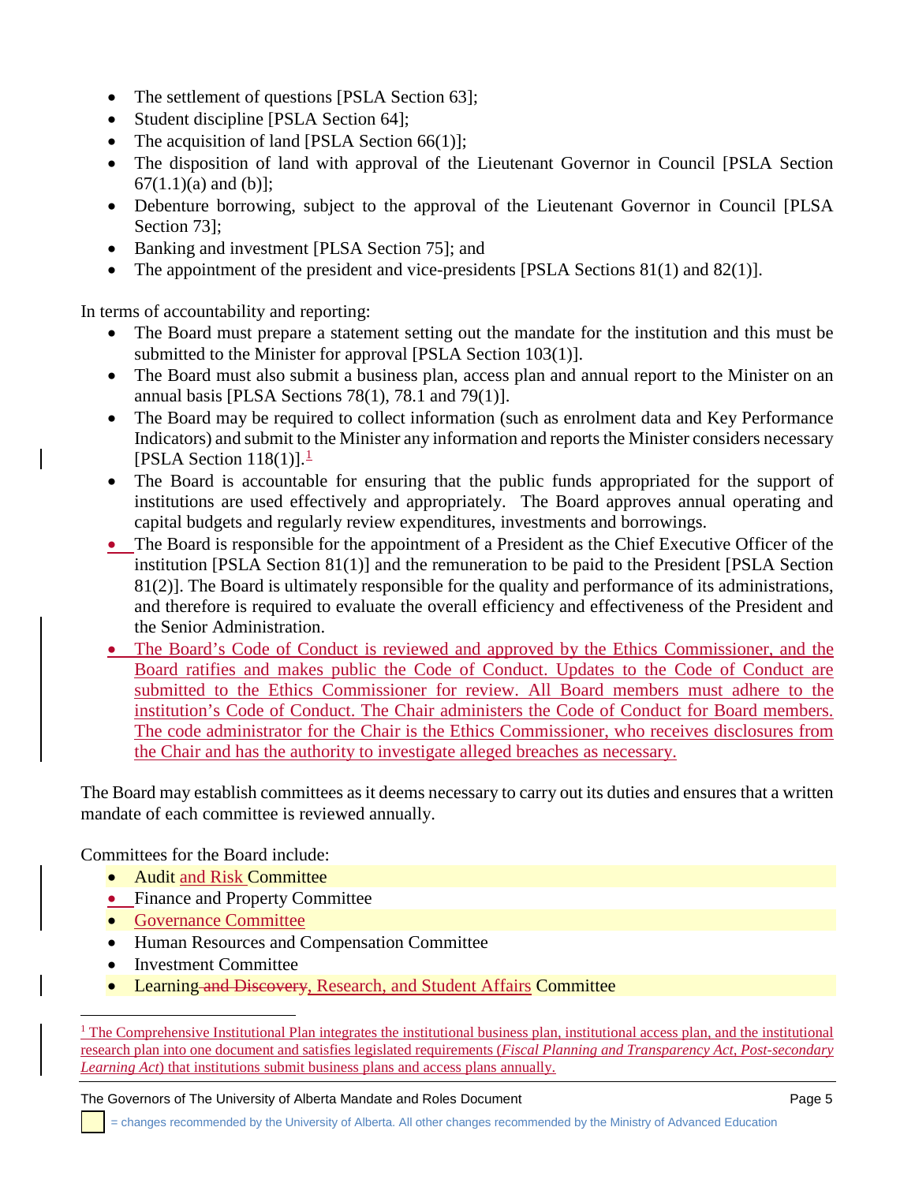- The settlement of questions [PSLA Section 63];
- Student discipline [PSLA Section 64];
- The acquisition of land [PSLA Section 66(1)];
- The disposition of land with approval of the Lieutenant Governor in Council [PSLA Section 67(1.1)(a) and (b)];
- Debenture borrowing, subject to the approval of the Lieutenant Governor in Council [PLSA Section 73];
- Banking and investment [PLSA Section 75]; and
- The appointment of the president and vice-presidents [PSLA Sections 81(1) and 82(1)].

In terms of accountability and reporting:

- The Board must prepare a statement setting out the mandate for the institution and this must be submitted to the Minister for approval [PSLA Section 103(1)].
- The Board must also submit a business plan, access plan and annual report to the Minister on an annual basis [PLSA Sections 78(1), 78.1 and 79(1)].
- The Board may be required to collect information (such as enrolment data and Key Performance Indicators) and submit to the Minister any information and reports the Minister considers necessary [PSLA Section 118(1)].[1]
- The Board is accountable for ensuring that the public funds appropriated for the support of institutions are used effectively and appropriately. The Board approves annual operating and capital budgets and regularly review expenditures, investments and borrowings.
- The Board is responsible for the appointment of a President as the Chief Executive Officer of the institution [PSLA Section 81(1)] and the remuneration to be paid to the President [PSLA Section 81(2)]. The Board is ultimately responsible for the quality and performance of its administrations, and therefore is required to evaluate the overall efficiency and effectiveness of the President and the Senior Administration.
- The Board's Code of Conduct is reviewed and approved by the Ethics Commissioner, and the Board ratifies and makes public the Code of Conduct. Updates to the Code of Conduct are submitted to the Ethics Commissioner for review. All Board members must adhere to the institution's Code of Conduct. The Chair administers the Code of Conduct for Board members. The code administrator for the Chair is the Ethics Commissioner, who receives disclosures from the Chair and has the authority to investigate alleged breaches as necessary.

The Board may establish committees as it deems necessary to carry out its duties and ensures that a written mandate of each committee is reviewed annually.

Committees for the Board include:

- Audit and Risk Committee
- Finance and Property Committee
- Governance Committee
- Human Resources and Compensation Committee
- Investment Committee
- Learning ~~and Discovery~~, Research, and Student Affairs Committee

[1] The Comprehensive Institutional Plan integrates the institutional business plan, institutional access plan, and the institutional research plan into one document and satisfies legislated requirements (*Fiscal Planning and Transparency Act*, *Post-secondary Learning Act*) that institutions submit business plans and access plans annually.

The Governors of The University of Alberta Mandate and Roles Document

= changes recommended by the University of Alberta. All other changes recommended by the Ministry of Advanced Education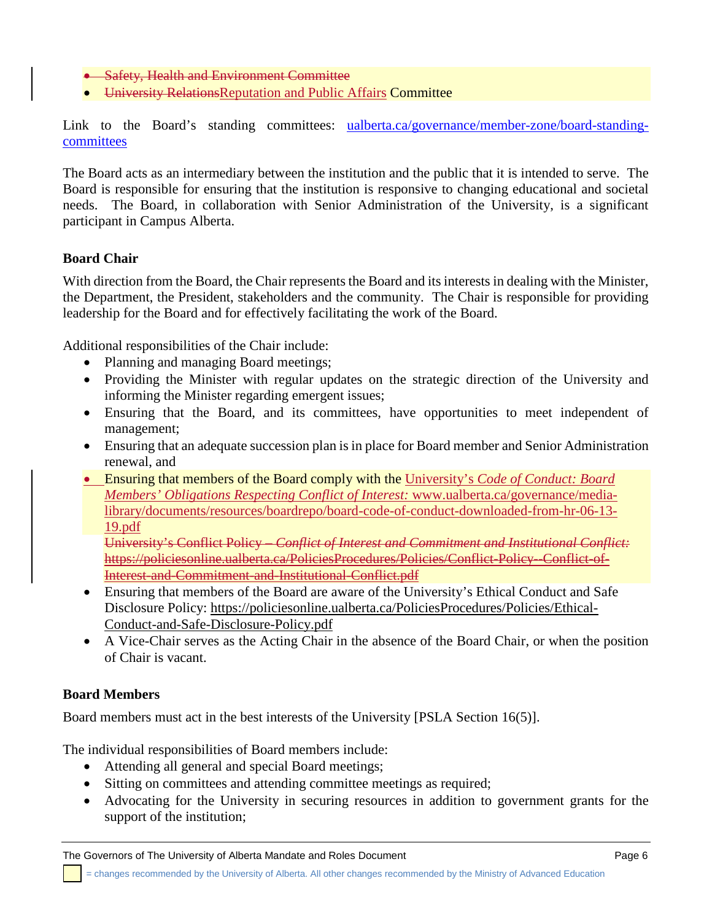- ~~Safety, Health and Environment Committee~~
- ~~University Relations~~Reputation and Public Affairs Committee

Link to the Board's standing committees: [ualberta.ca/governance/member-zone/board-standing-committees](ualberta.ca/governance/member-zone/board-standing-committees)

The Board acts as an intermediary between the institution and the public that it is intended to serve. The Board is responsible for ensuring that the institution is responsive to changing educational and societal needs. The Board, in collaboration with Senior Administration of the University, is a significant participant in Campus Alberta.

**Board Chair**

With direction from the Board, the Chair represents the Board and its interests in dealing with the Minister, the Department, the President, stakeholders and the community. The Chair is responsible for providing leadership for the Board and for effectively facilitating the work of the Board.

Additional responsibilities of the Chair include:

- Planning and managing Board meetings;
- Providing the Minister with regular updates on the strategic direction of the University and informing the Minister regarding emergent issues;
- Ensuring that the Board, and its committees, have opportunities to meet independent of management;
- Ensuring that an adequate succession plan is in place for Board member and Senior Administration renewal, and
- Ensuring that members of the Board comply with the University's *Code of Conduct: Board Members' Obligations Respecting Conflict of Interest:* www.ualberta.ca/governance/media-library/documents/resources/boardrepo/board-code-of-conduct-downloaded-from-hr-06-13-19.pdf
  ~~University's Conflict Policy – *Conflict of Interest and Commitment and Institutional Conflict:* https://policiesonline.ualberta.ca/PoliciesProcedures/Policies/Conflict-Policy--Conflict-of-Interest-and-Commitment-and-Institutional-Conflict.pdf~~
- Ensuring that members of the Board are aware of the University's Ethical Conduct and Safe Disclosure Policy: https://policiesonline.ualberta.ca/PoliciesProcedures/Policies/Ethical-Conduct-and-Safe-Disclosure-Policy.pdf
- A Vice-Chair serves as the Acting Chair in the absence of the Board Chair, or when the position of Chair is vacant.

**Board Members**

Board members must act in the best interests of the University [PSLA Section 16(5)].

The individual responsibilities of Board members include:

- Attending all general and special Board meetings;
- Sitting on committees and attending committee meetings as required;
- Advocating for the University in securing resources in addition to government grants for the support of the institution;

= changes recommended by the University of Alberta. All other changes recommended by the Ministry of Advanced Education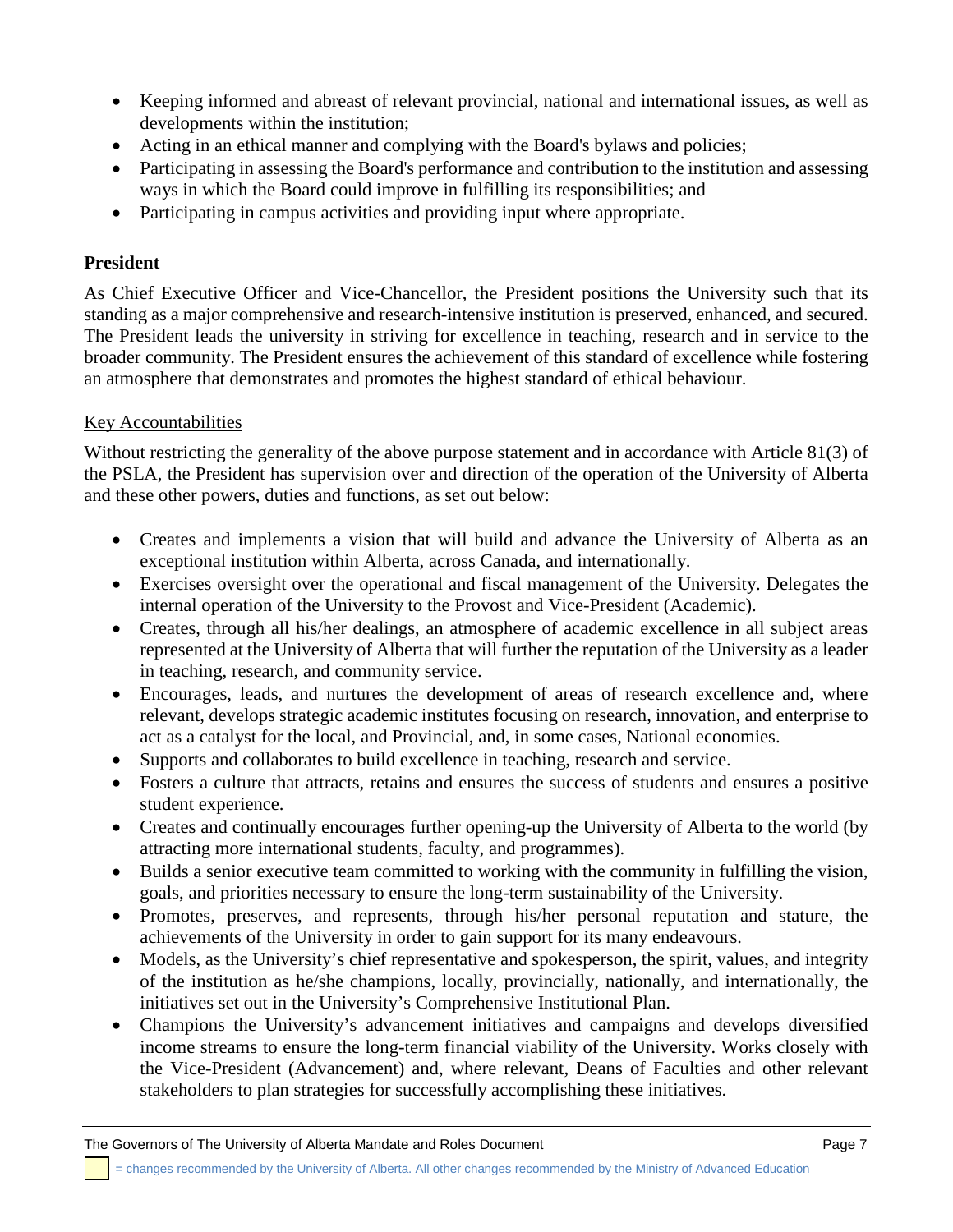- Keeping informed and abreast of relevant provincial, national and international issues, as well as developments within the institution;
- Acting in an ethical manner and complying with the Board's bylaws and policies;
- Participating in assessing the Board's performance and contribution to the institution and assessing ways in which the Board could improve in fulfilling its responsibilities; and
- Participating in campus activities and providing input where appropriate.

## President

As Chief Executive Officer and Vice-Chancellor, the President positions the University such that its standing as a major comprehensive and research-intensive institution is preserved, enhanced, and secured. The President leads the university in striving for excellence in teaching, research and in service to the broader community. The President ensures the achievement of this standard of excellence while fostering an atmosphere that demonstrates and promotes the highest standard of ethical behaviour.

### Key Accountabilities

Without restricting the generality of the above purpose statement and in accordance with Article 81(3) of the PSLA, the President has supervision over and direction of the operation of the University of Alberta and these other powers, duties and functions, as set out below:

- Creates and implements a vision that will build and advance the University of Alberta as an exceptional institution within Alberta, across Canada, and internationally.
- Exercises oversight over the operational and fiscal management of the University. Delegates the internal operation of the University to the Provost and Vice-President (Academic).
- Creates, through all his/her dealings, an atmosphere of academic excellence in all subject areas represented at the University of Alberta that will further the reputation of the University as a leader in teaching, research, and community service.
- Encourages, leads, and nurtures the development of areas of research excellence and, where relevant, develops strategic academic institutes focusing on research, innovation, and enterprise to act as a catalyst for the local, and Provincial, and, in some cases, National economies.
- Supports and collaborates to build excellence in teaching, research and service.
- Fosters a culture that attracts, retains and ensures the success of students and ensures a positive student experience.
- Creates and continually encourages further opening-up the University of Alberta to the world (by attracting more international students, faculty, and programmes).
- Builds a senior executive team committed to working with the community in fulfilling the vision, goals, and priorities necessary to ensure the long-term sustainability of the University.
- Promotes, preserves, and represents, through his/her personal reputation and stature, the achievements of the University in order to gain support for its many endeavours.
- Models, as the University's chief representative and spokesperson, the spirit, values, and integrity of the institution as he/she champions, locally, provincially, nationally, and internationally, the initiatives set out in the University's Comprehensive Institutional Plan.
- Champions the University's advancement initiatives and campaigns and develops diversified income streams to ensure the long-term financial viability of the University. Works closely with the Vice-President (Advancement) and, where relevant, Deans of Faculties and other relevant stakeholders to plan strategies for successfully accomplishing these initiatives.

= changes recommended by the University of Alberta. All other changes recommended by the Ministry of Advanced Education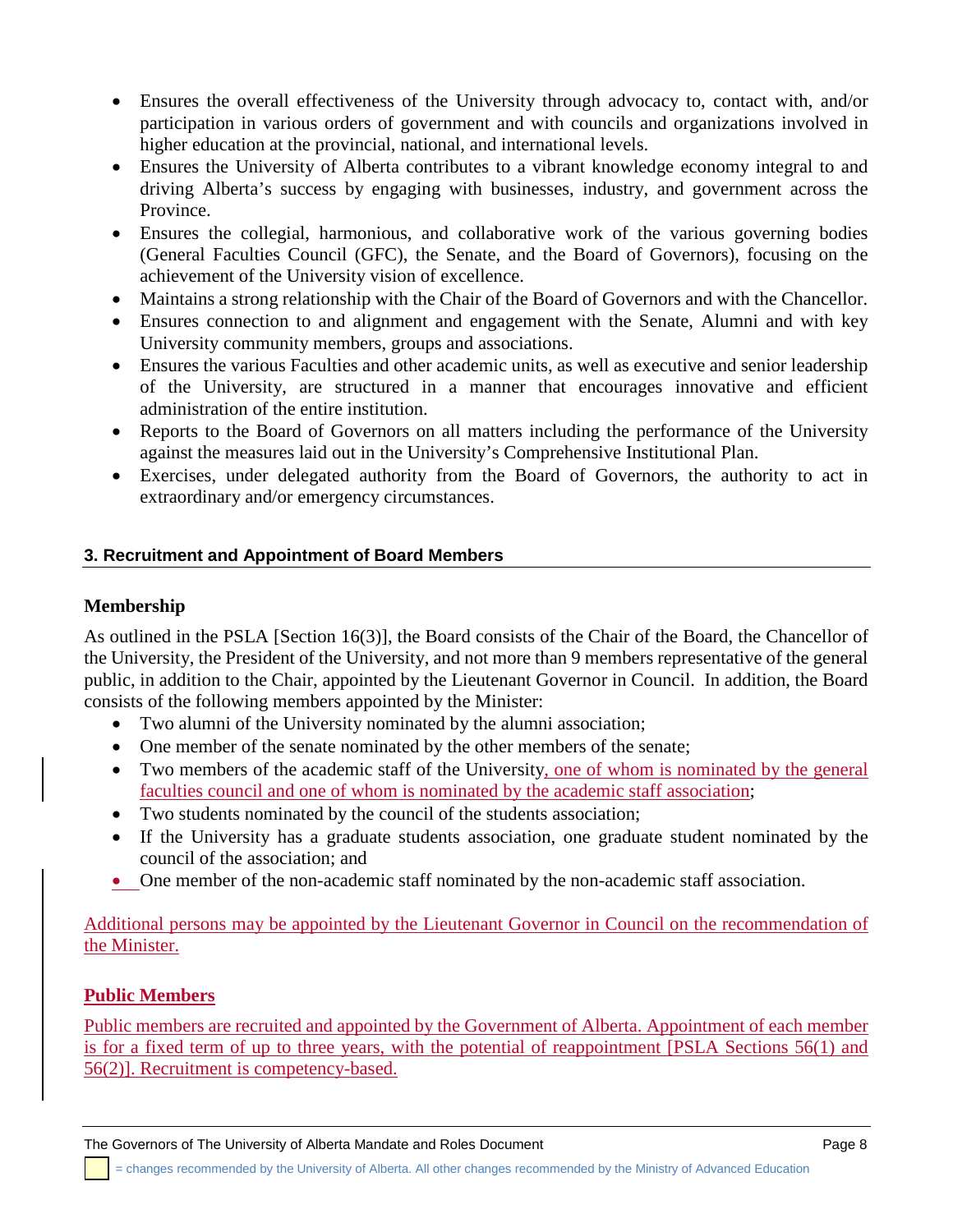- Ensures the overall effectiveness of the University through advocacy to, contact with, and/or participation in various orders of government and with councils and organizations involved in higher education at the provincial, national, and international levels.
- Ensures the University of Alberta contributes to a vibrant knowledge economy integral to and driving Alberta's success by engaging with businesses, industry, and government across the Province.
- Ensures the collegial, harmonious, and collaborative work of the various governing bodies (General Faculties Council (GFC), the Senate, and the Board of Governors), focusing on the achievement of the University vision of excellence.
- Maintains a strong relationship with the Chair of the Board of Governors and with the Chancellor.
- Ensures connection to and alignment and engagement with the Senate, Alumni and with key University community members, groups and associations.
- Ensures the various Faculties and other academic units, as well as executive and senior leadership of the University, are structured in a manner that encourages innovative and efficient administration of the entire institution.
- Reports to the Board of Governors on all matters including the performance of the University against the measures laid out in the University's Comprehensive Institutional Plan.
- Exercises, under delegated authority from the Board of Governors, the authority to act in extraordinary and/or emergency circumstances.

## 3. Recruitment and Appointment of Board Members

### Membership

As outlined in the PSLA [Section 16(3)], the Board consists of the Chair of the Board, the Chancellor of the University, the President of the University, and not more than 9 members representative of the general public, in addition to the Chair, appointed by the Lieutenant Governor in Council. In addition, the Board consists of the following members appointed by the Minister:

- Two alumni of the University nominated by the alumni association;
- One member of the senate nominated by the other members of the senate;
- Two members of the academic staff of the University, one of whom is nominated by the general faculties council and one of whom is nominated by the academic staff association;
- Two students nominated by the council of the students association;
- If the University has a graduate students association, one graduate student nominated by the council of the association; and
- One member of the non-academic staff nominated by the non-academic staff association.

Additional persons may be appointed by the Lieutenant Governor in Council on the recommendation of the Minister.

### Public Members

Public members are recruited and appointed by the Government of Alberta. Appointment of each member is for a fixed term of up to three years, with the potential of reappointment [PSLA Sections 56(1) and 56(2)]. Recruitment is competency-based.

= changes recommended by the University of Alberta. All other changes recommended by the Ministry of Advanced Education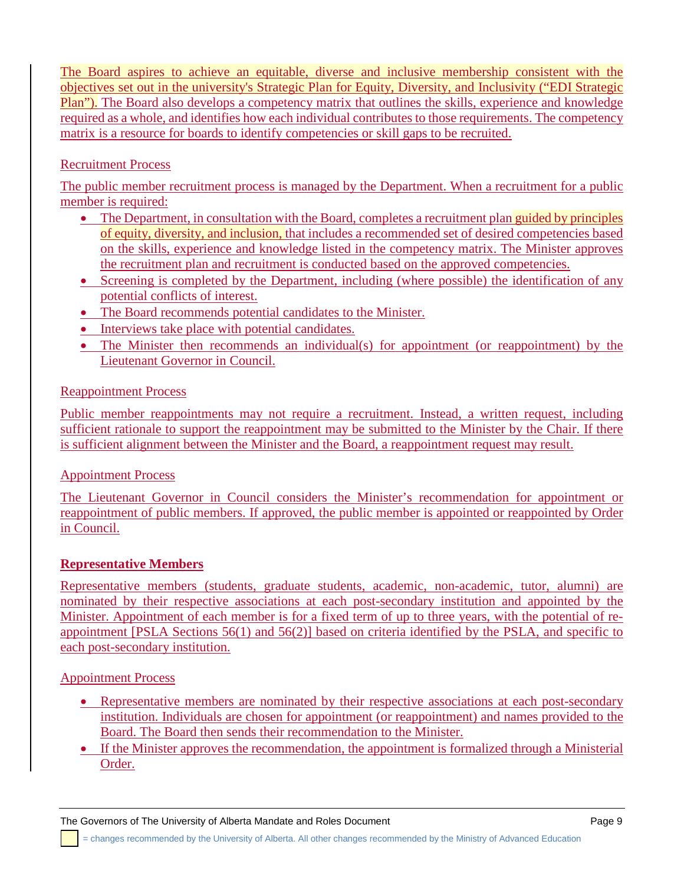The Board aspires to achieve an equitable, diverse and inclusive membership consistent with the objectives set out in the university's Strategic Plan for Equity, Diversity, and Inclusivity ("EDI Strategic Plan"). The Board also develops a competency matrix that outlines the skills, experience and knowledge required as a whole, and identifies how each individual contributes to those requirements. The competency matrix is a resource for boards to identify competencies or skill gaps to be recruited.

Recruitment Process

The public member recruitment process is managed by the Department. When a recruitment for a public member is required:

- The Department, in consultation with the Board, completes a recruitment plan guided by principles of equity, diversity, and inclusion, that includes a recommended set of desired competencies based on the skills, experience and knowledge listed in the competency matrix. The Minister approves the recruitment plan and recruitment is conducted based on the approved competencies.
- Screening is completed by the Department, including (where possible) the identification of any potential conflicts of interest.
- The Board recommends potential candidates to the Minister.
- Interviews take place with potential candidates.
- The Minister then recommends an individual(s) for appointment (or reappointment) by the Lieutenant Governor in Council.

Reappointment Process

Public member reappointments may not require a recruitment. Instead, a written request, including sufficient rationale to support the reappointment may be submitted to the Minister by the Chair. If there is sufficient alignment between the Minister and the Board, a reappointment request may result.

Appointment Process

The Lieutenant Governor in Council considers the Minister's recommendation for appointment or reappointment of public members. If approved, the public member is appointed or reappointed by Order in Council.

**Representative Members**

Representative members (students, graduate students, academic, non-academic, tutor, alumni) are nominated by their respective associations at each post-secondary institution and appointed by the Minister. Appointment of each member is for a fixed term of up to three years, with the potential of re-appointment [PSLA Sections 56(1) and 56(2)] based on criteria identified by the PSLA, and specific to each post-secondary institution.

Appointment Process

- Representative members are nominated by their respective associations at each post-secondary institution. Individuals are chosen for appointment (or reappointment) and names provided to the Board. The Board then sends their recommendation to the Minister.
- If the Minister approves the recommendation, the appointment is formalized through a Ministerial Order.

= changes recommended by the University of Alberta. All other changes recommended by the Ministry of Advanced Education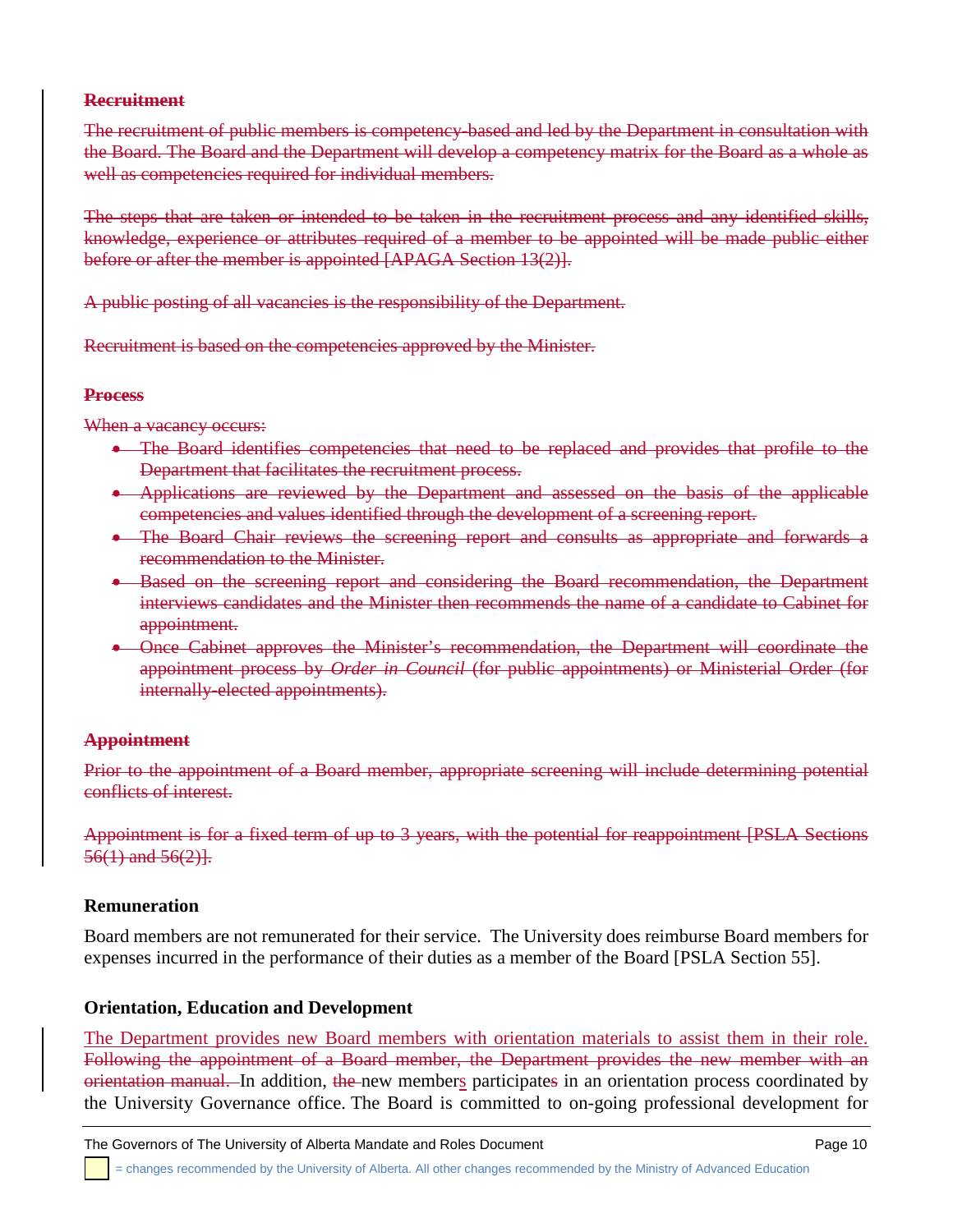~~**Recruitment**~~

~~The recruitment of public members is competency-based and led by the Department in consultation with the Board. The Board and the Department will develop a competency matrix for the Board as a whole as well as competencies required for individual members.~~

~~The steps that are taken or intended to be taken in the recruitment process and any identified skills, knowledge, experience or attributes required of a member to be appointed will be made public either before or after the member is appointed [APAGA Section 13(2)].~~

~~A public posting of all vacancies is the responsibility of the Department.~~

~~Recruitment is based on the competencies approved by the Minister.~~

~~**Process**~~

~~When a vacancy occurs:~~

- ~~The Board identifies competencies that need to be replaced and provides that profile to the Department that facilitates the recruitment process.~~
- ~~Applications are reviewed by the Department and assessed on the basis of the applicable competencies and values identified through the development of a screening report.~~
- ~~The Board Chair reviews the screening report and consults as appropriate and forwards a recommendation to the Minister.~~
- ~~Based on the screening report and considering the Board recommendation, the Department interviews candidates and the Minister then recommends the name of a candidate to Cabinet for appointment.~~
- ~~Once Cabinet approves the Minister's recommendation, the Department will coordinate the appointment process by *Order in Council* (for public appointments) or Ministerial Order (for internally-elected appointments).~~

~~**Appointment**~~

~~Prior to the appointment of a Board member, appropriate screening will include determining potential conflicts of interest.~~

~~Appointment is for a fixed term of up to 3 years, with the potential for reappointment [PSLA Sections 56(1) and 56(2)].~~

**Remuneration**

Board members are not remunerated for their service. The University does reimburse Board members for expenses incurred in the performance of their duties as a member of the Board [PSLA Section 55].

**Orientation, Education and Development**

<u>The Department provides new Board members with orientation materials to assist them in their role.</u> ~~Following the appointment of a Board member, the Department provides the new member with an orientation manual.~~ In addition, ~~the~~ new member<u>s</u> participate~~s~~ in an orientation process coordinated by the University Governance office. The Board is committed to on-going professional development for

= changes recommended by the University of Alberta. All other changes recommended by the Ministry of Advanced Education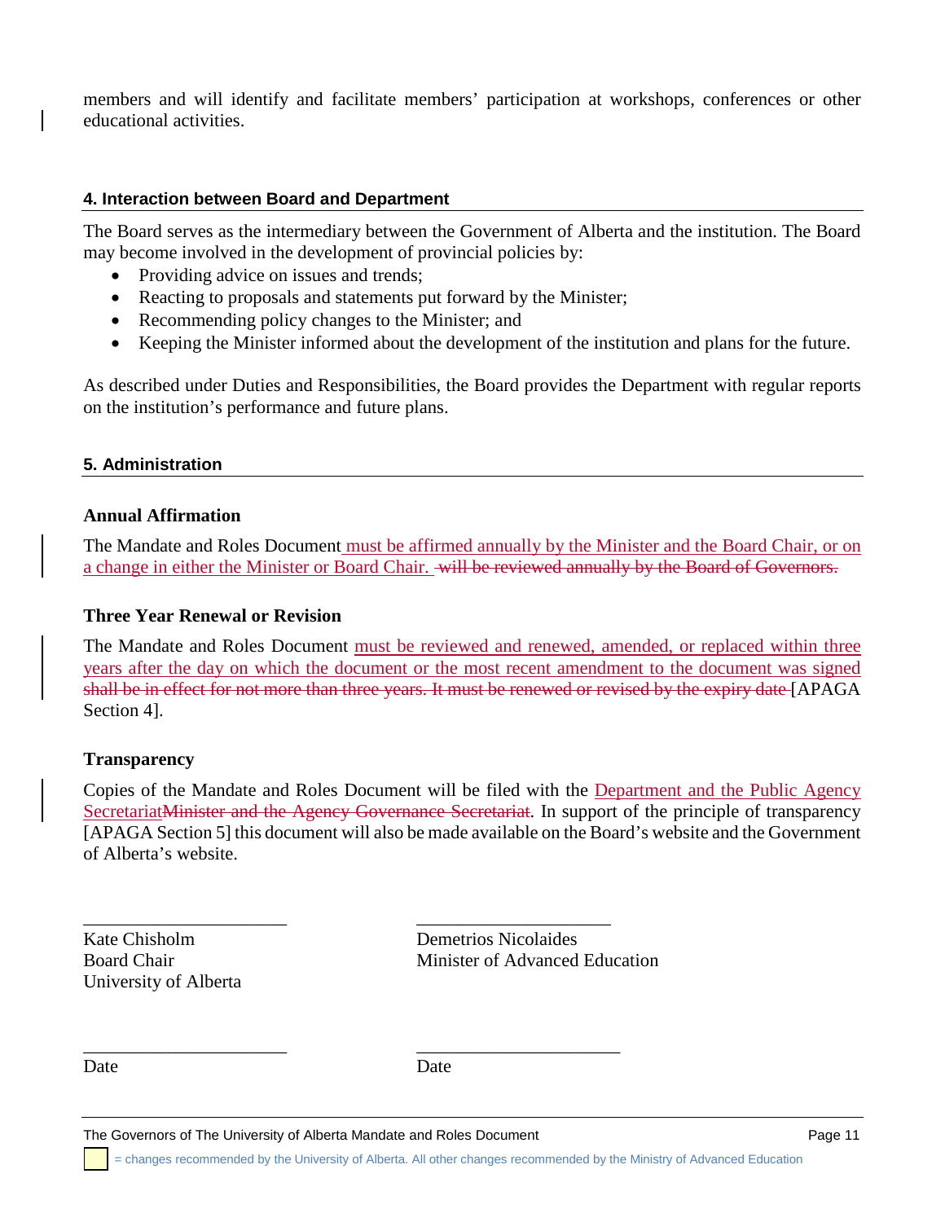members and will identify and facilitate members' participation at workshops, conferences or other educational activities.

## 4. Interaction between Board and Department

The Board serves as the intermediary between the Government of Alberta and the institution. The Board may become involved in the development of provincial policies by:

- Providing advice on issues and trends;
- Reacting to proposals and statements put forward by the Minister;
- Recommending policy changes to the Minister; and
- Keeping the Minister informed about the development of the institution and plans for the future.

As described under Duties and Responsibilities, the Board provides the Department with regular reports on the institution's performance and future plans.

## 5. Administration

### Annual Affirmation

The Mandate and Roles Document <u>must be affirmed annually by the Minister and the Board Chair, or on a change in either the Minister or Board Chair.</u> ~~will be reviewed annually by the Board of Governors.~~

### Three Year Renewal or Revision

The Mandate and Roles Document <u>must be reviewed and renewed, amended, or replaced within three years after the day on which the document or the most recent amendment to the document was signed</u> ~~shall be in effect for not more than three years. It must be renewed or revised by the expiry date~~ [APAGA Section 4].

### Transparency

Copies of the Mandate and Roles Document will be filed with the <u>Department and the Public Agency Secretariat</u>~~Minister and the Agency Governance Secretariat~~. In support of the principle of transparency [APAGA Section 5] this document will also be made available on the Board's website and the Government of Alberta's website.

| | |
|---|---|
| ______________________ | ______________________ |
| Kate Chisholm<br>Board Chair<br>University of Alberta | Demetrios Nicolaides<br>Minister of Advanced Education |
| ______________________ | ______________________ |
| Date | Date |

= changes recommended by the University of Alberta. All other changes recommended by the Ministry of Advanced Education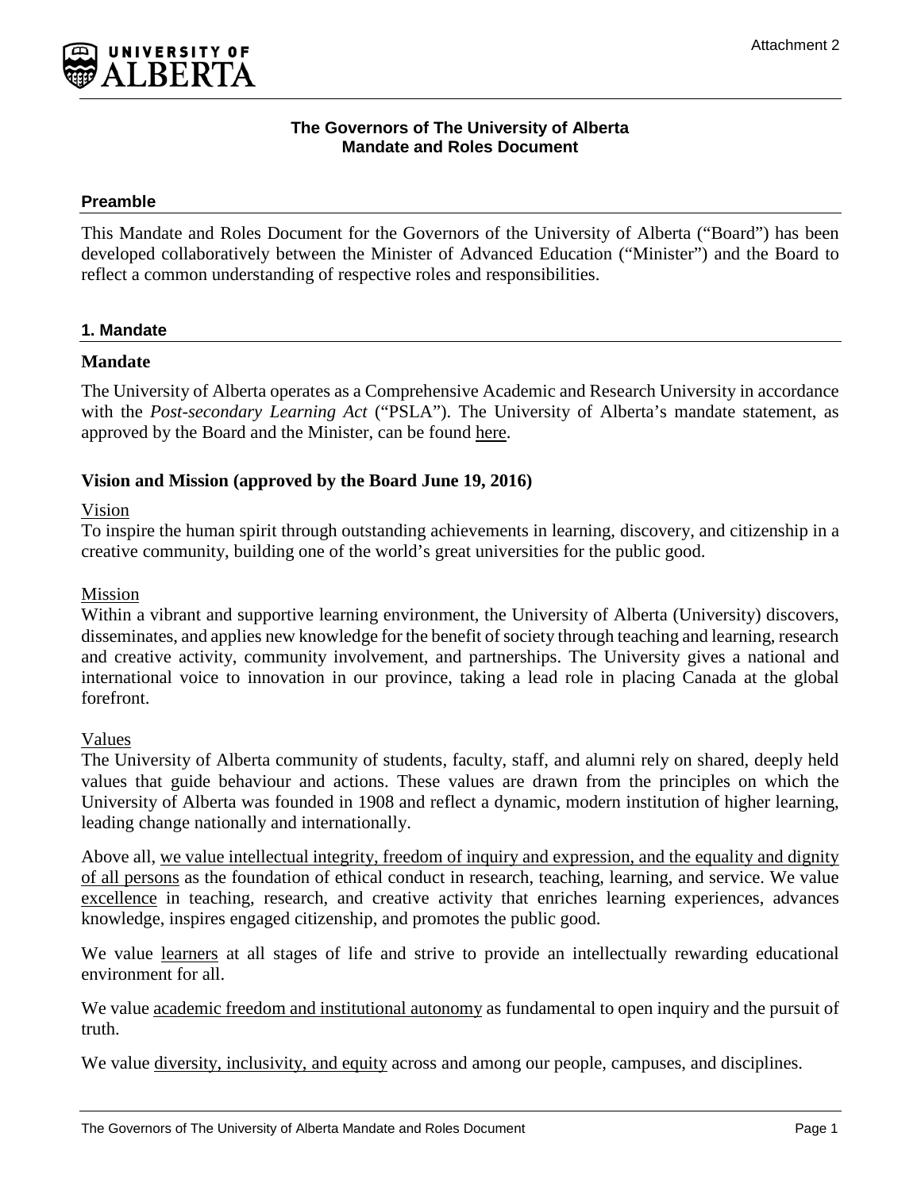Attachment 2

# The Governors of The University of Alberta
# Mandate and Roles Document

## Preamble

This Mandate and Roles Document for the Governors of the University of Alberta ("Board") has been developed collaboratively between the Minister of Advanced Education ("Minister") and the Board to reflect a common understanding of respective roles and responsibilities.

## 1. Mandate

### Mandate

The University of Alberta operates as a Comprehensive Academic and Research University in accordance with the *Post-secondary Learning Act* ("PSLA"). The University of Alberta's mandate statement, as approved by the Board and the Minister, can be found here.

### Vision and Mission (approved by the Board June 19, 2016)

Vision

To inspire the human spirit through outstanding achievements in learning, discovery, and citizenship in a creative community, building one of the world's great universities for the public good.

Mission

Within a vibrant and supportive learning environment, the University of Alberta (University) discovers, disseminates, and applies new knowledge for the benefit of society through teaching and learning, research and creative activity, community involvement, and partnerships. The University gives a national and international voice to innovation in our province, taking a lead role in placing Canada at the global forefront.

Values

The University of Alberta community of students, faculty, staff, and alumni rely on shared, deeply held values that guide behaviour and actions. These values are drawn from the principles on which the University of Alberta was founded in 1908 and reflect a dynamic, modern institution of higher learning, leading change nationally and internationally.

Above all, we value intellectual integrity, freedom of inquiry and expression, and the equality and dignity of all persons as the foundation of ethical conduct in research, teaching, learning, and service. We value excellence in teaching, research, and creative activity that enriches learning experiences, advances knowledge, inspires engaged citizenship, and promotes the public good.

We value learners at all stages of life and strive to provide an intellectually rewarding educational environment for all.

We value academic freedom and institutional autonomy as fundamental to open inquiry and the pursuit of truth.

We value diversity, inclusivity, and equity across and among our people, campuses, and disciplines.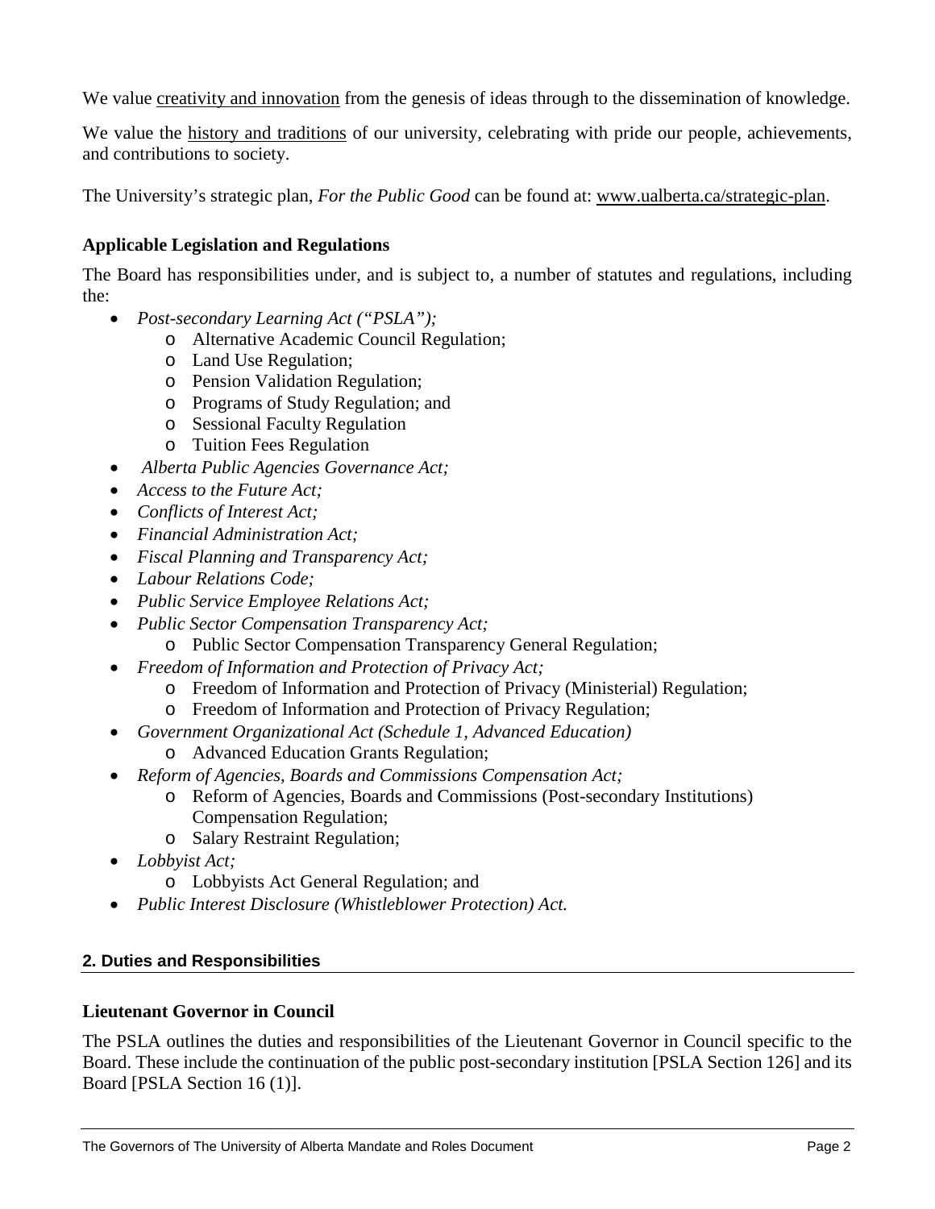We value creativity and innovation from the genesis of ideas through to the dissemination of knowledge.

We value the history and traditions of our university, celebrating with pride our people, achievements, and contributions to society.

The University's strategic plan, *For the Public Good* can be found at: www.ualberta.ca/strategic-plan.

**Applicable Legislation and Regulations**

The Board has responsibilities under, and is subject to, a number of statutes and regulations, including the:

- *Post-secondary Learning Act ("PSLA");*
  - Alternative Academic Council Regulation;
  - Land Use Regulation;
  - Pension Validation Regulation;
  - Programs of Study Regulation; and
  - Sessional Faculty Regulation
  - Tuition Fees Regulation
- *Alberta Public Agencies Governance Act;*
- *Access to the Future Act;*
- *Conflicts of Interest Act;*
- *Financial Administration Act;*
- *Fiscal Planning and Transparency Act;*
- *Labour Relations Code;*
- *Public Service Employee Relations Act;*
- *Public Sector Compensation Transparency Act;*
  - Public Sector Compensation Transparency General Regulation;
- *Freedom of Information and Protection of Privacy Act;*
  - Freedom of Information and Protection of Privacy (Ministerial) Regulation;
  - Freedom of Information and Protection of Privacy Regulation;
- *Government Organizational Act (Schedule 1, Advanced Education)*
  - Advanced Education Grants Regulation;
- *Reform of Agencies, Boards and Commissions Compensation Act;*
  - Reform of Agencies, Boards and Commissions (Post-secondary Institutions) Compensation Regulation;
  - Salary Restraint Regulation;
- *Lobbyist Act;*
  - Lobbyists Act General Regulation; and
- *Public Interest Disclosure (Whistleblower Protection) Act.*

## 2. Duties and Responsibilities

**Lieutenant Governor in Council**

The PSLA outlines the duties and responsibilities of the Lieutenant Governor in Council specific to the Board. These include the continuation of the public post-secondary institution [PSLA Section 126] and its Board [PSLA Section 16 (1)].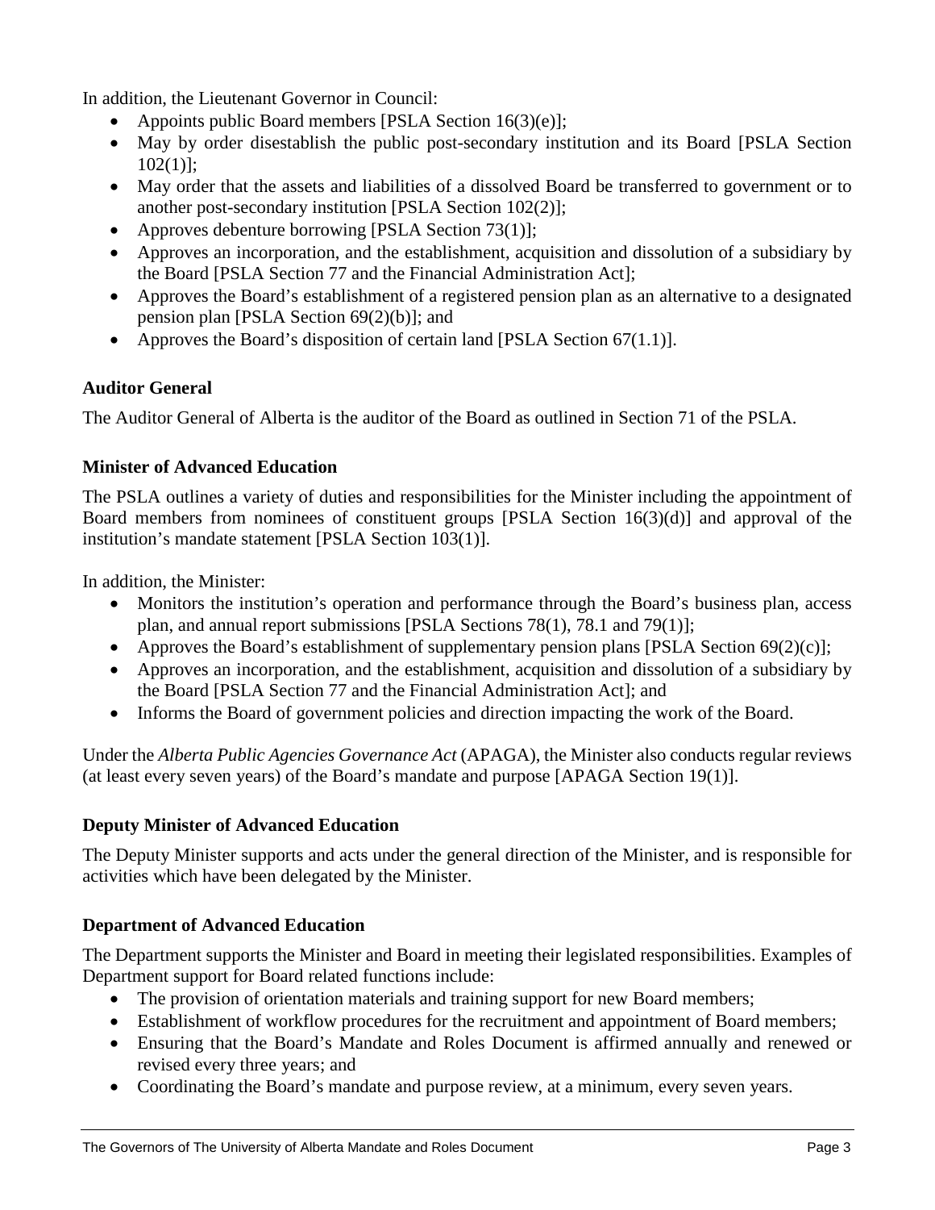In addition, the Lieutenant Governor in Council:

- Appoints public Board members [PSLA Section 16(3)(e)];
- May by order disestablish the public post-secondary institution and its Board [PSLA Section 102(1)];
- May order that the assets and liabilities of a dissolved Board be transferred to government or to another post-secondary institution [PSLA Section 102(2)];
- Approves debenture borrowing [PSLA Section 73(1)];
- Approves an incorporation, and the establishment, acquisition and dissolution of a subsidiary by the Board [PSLA Section 77 and the Financial Administration Act];
- Approves the Board's establishment of a registered pension plan as an alternative to a designated pension plan [PSLA Section 69(2)(b)]; and
- Approves the Board's disposition of certain land [PSLA Section 67(1.1)].

**Auditor General**

The Auditor General of Alberta is the auditor of the Board as outlined in Section 71 of the PSLA.

**Minister of Advanced Education**

The PSLA outlines a variety of duties and responsibilities for the Minister including the appointment of Board members from nominees of constituent groups [PSLA Section 16(3)(d)] and approval of the institution's mandate statement [PSLA Section 103(1)].

In addition, the Minister:

- Monitors the institution's operation and performance through the Board's business plan, access plan, and annual report submissions [PSLA Sections 78(1), 78.1 and 79(1)];
- Approves the Board's establishment of supplementary pension plans [PSLA Section 69(2)(c)];
- Approves an incorporation, and the establishment, acquisition and dissolution of a subsidiary by the Board [PSLA Section 77 and the Financial Administration Act]; and
- Informs the Board of government policies and direction impacting the work of the Board.

Under the *Alberta Public Agencies Governance Act* (APAGA), the Minister also conducts regular reviews (at least every seven years) of the Board's mandate and purpose [APAGA Section 19(1)].

**Deputy Minister of Advanced Education**

The Deputy Minister supports and acts under the general direction of the Minister, and is responsible for activities which have been delegated by the Minister.

**Department of Advanced Education**

The Department supports the Minister and Board in meeting their legislated responsibilities. Examples of Department support for Board related functions include:

- The provision of orientation materials and training support for new Board members;
- Establishment of workflow procedures for the recruitment and appointment of Board members;
- Ensuring that the Board's Mandate and Roles Document is affirmed annually and renewed or revised every three years; and
- Coordinating the Board's mandate and purpose review, at a minimum, every seven years.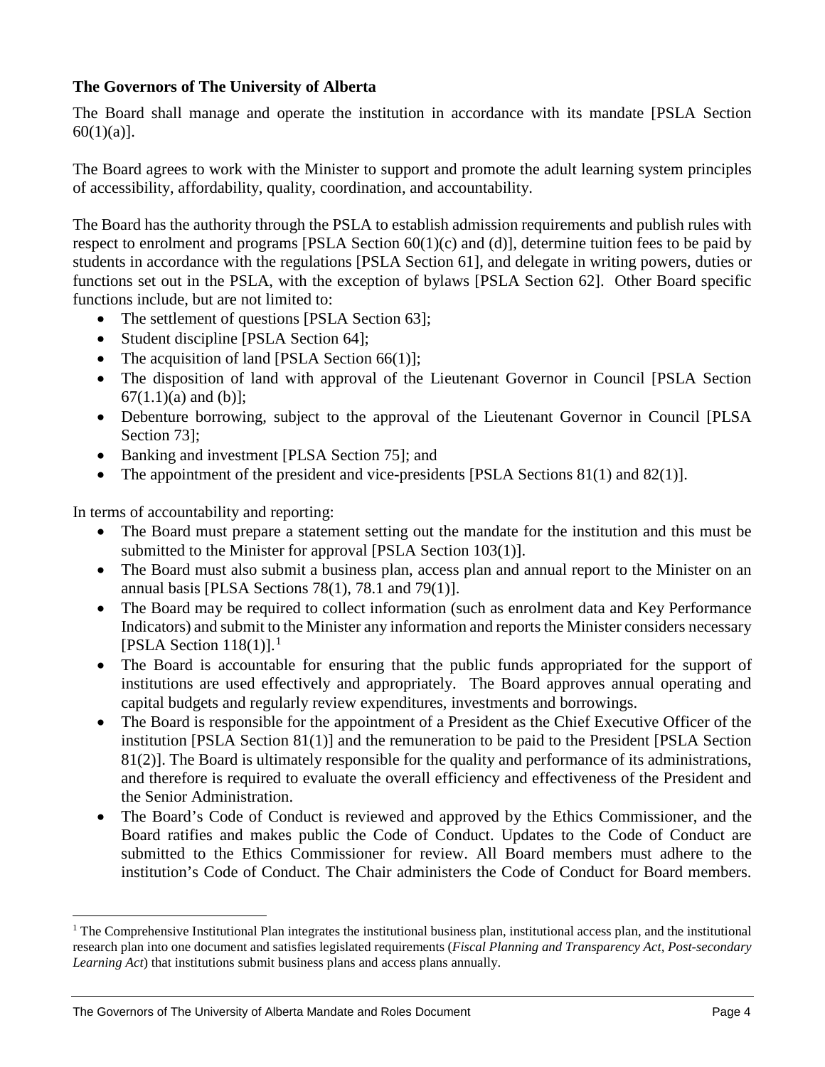**The Governors of The University of Alberta**

The Board shall manage and operate the institution in accordance with its mandate [PSLA Section 60(1)(a)].

The Board agrees to work with the Minister to support and promote the adult learning system principles of accessibility, affordability, quality, coordination, and accountability.

The Board has the authority through the PSLA to establish admission requirements and publish rules with respect to enrolment and programs [PSLA Section 60(1)(c) and (d)], determine tuition fees to be paid by students in accordance with the regulations [PSLA Section 61], and delegate in writing powers, duties or functions set out in the PSLA, with the exception of bylaws [PSLA Section 62]. Other Board specific functions include, but are not limited to:

- The settlement of questions [PSLA Section 63];
- Student discipline [PSLA Section 64];
- The acquisition of land [PSLA Section 66(1)];
- The disposition of land with approval of the Lieutenant Governor in Council [PSLA Section 67(1.1)(a) and (b)];
- Debenture borrowing, subject to the approval of the Lieutenant Governor in Council [PLSA Section 73];
- Banking and investment [PLSA Section 75]; and
- The appointment of the president and vice-presidents [PSLA Sections 81(1) and 82(1)].

In terms of accountability and reporting:

- The Board must prepare a statement setting out the mandate for the institution and this must be submitted to the Minister for approval [PSLA Section 103(1)].
- The Board must also submit a business plan, access plan and annual report to the Minister on an annual basis [PLSA Sections 78(1), 78.1 and 79(1)].
- The Board may be required to collect information (such as enrolment data and Key Performance Indicators) and submit to the Minister any information and reports the Minister considers necessary [PSLA Section 118(1)].[1]
- The Board is accountable for ensuring that the public funds appropriated for the support of institutions are used effectively and appropriately. The Board approves annual operating and capital budgets and regularly review expenditures, investments and borrowings.
- The Board is responsible for the appointment of a President as the Chief Executive Officer of the institution [PSLA Section 81(1)] and the remuneration to be paid to the President [PSLA Section 81(2)]. The Board is ultimately responsible for the quality and performance of its administrations, and therefore is required to evaluate the overall efficiency and effectiveness of the President and the Senior Administration.
- The Board's Code of Conduct is reviewed and approved by the Ethics Commissioner, and the Board ratifies and makes public the Code of Conduct. Updates to the Code of Conduct are submitted to the Ethics Commissioner for review. All Board members must adhere to the institution's Code of Conduct. The Chair administers the Code of Conduct for Board members.

[1] The Comprehensive Institutional Plan integrates the institutional business plan, institutional access plan, and the institutional research plan into one document and satisfies legislated requirements (*Fiscal Planning and Transparency Act, Post-secondary Learning Act*) that institutions submit business plans and access plans annually.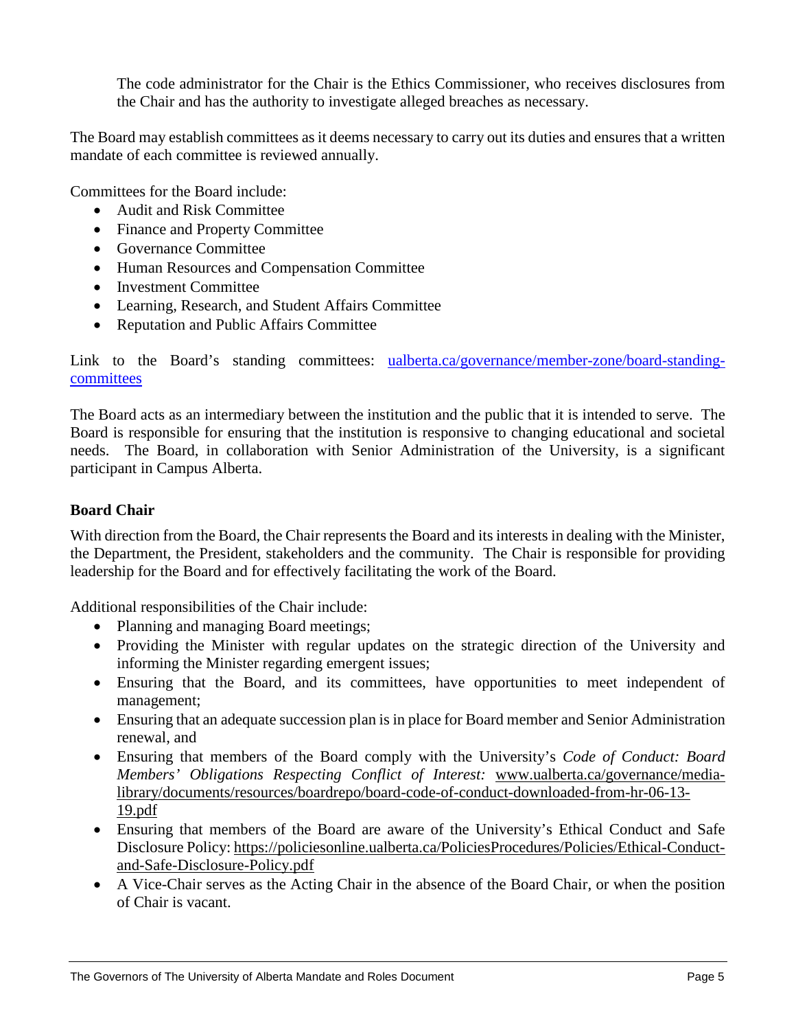The code administrator for the Chair is the Ethics Commissioner, who receives disclosures from the Chair and has the authority to investigate alleged breaches as necessary.

The Board may establish committees as it deems necessary to carry out its duties and ensures that a written mandate of each committee is reviewed annually.

Committees for the Board include:

- Audit and Risk Committee
- Finance and Property Committee
- Governance Committee
- Human Resources and Compensation Committee
- Investment Committee
- Learning, Research, and Student Affairs Committee
- Reputation and Public Affairs Committee

Link to the Board's standing committees: [ualberta.ca/governance/member-zone/board-standing-committees](ualberta.ca/governance/member-zone/board-standing-committees)

The Board acts as an intermediary between the institution and the public that it is intended to serve. The Board is responsible for ensuring that the institution is responsive to changing educational and societal needs. The Board, in collaboration with Senior Administration of the University, is a significant participant in Campus Alberta.

**Board Chair**

With direction from the Board, the Chair represents the Board and its interests in dealing with the Minister, the Department, the President, stakeholders and the community. The Chair is responsible for providing leadership for the Board and for effectively facilitating the work of the Board.

Additional responsibilities of the Chair include:

- Planning and managing Board meetings;
- Providing the Minister with regular updates on the strategic direction of the University and informing the Minister regarding emergent issues;
- Ensuring that the Board, and its committees, have opportunities to meet independent of management;
- Ensuring that an adequate succession plan is in place for Board member and Senior Administration renewal, and
- Ensuring that members of the Board comply with the University's *Code of Conduct: Board Members' Obligations Respecting Conflict of Interest:* www.ualberta.ca/governance/media-library/documents/resources/boardrepo/board-code-of-conduct-downloaded-from-hr-06-13-19.pdf
- Ensuring that members of the Board are aware of the University's Ethical Conduct and Safe Disclosure Policy: https://policiesonline.ualberta.ca/PoliciesProcedures/Policies/Ethical-Conduct-and-Safe-Disclosure-Policy.pdf
- A Vice-Chair serves as the Acting Chair in the absence of the Board Chair, or when the position of Chair is vacant.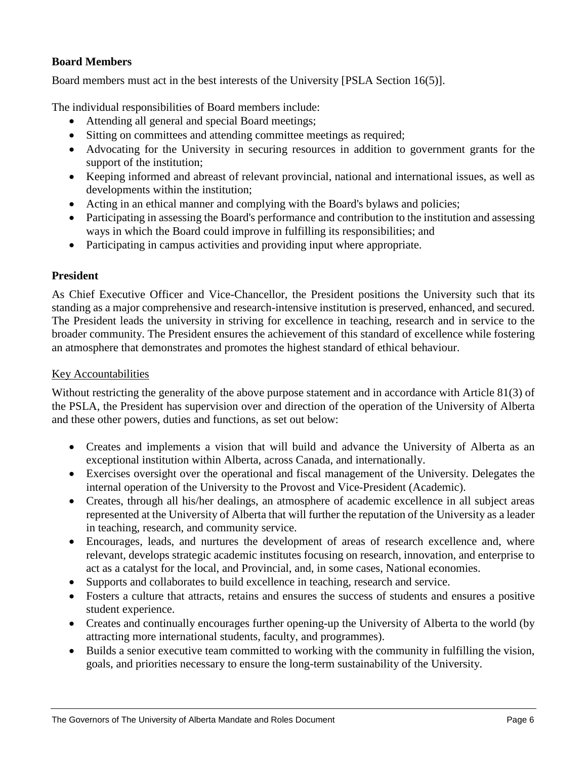### Board Members

Board members must act in the best interests of the University [PSLA Section 16(5)].

The individual responsibilities of Board members include:

- Attending all general and special Board meetings;
- Sitting on committees and attending committee meetings as required;
- Advocating for the University in securing resources in addition to government grants for the support of the institution;
- Keeping informed and abreast of relevant provincial, national and international issues, as well as developments within the institution;
- Acting in an ethical manner and complying with the Board's bylaws and policies;
- Participating in assessing the Board's performance and contribution to the institution and assessing ways in which the Board could improve in fulfilling its responsibilities; and
- Participating in campus activities and providing input where appropriate.

### President

As Chief Executive Officer and Vice-Chancellor, the President positions the University such that its standing as a major comprehensive and research-intensive institution is preserved, enhanced, and secured. The President leads the university in striving for excellence in teaching, research and in service to the broader community. The President ensures the achievement of this standard of excellence while fostering an atmosphere that demonstrates and promotes the highest standard of ethical behaviour.

Key Accountabilities

Without restricting the generality of the above purpose statement and in accordance with Article 81(3) of the PSLA, the President has supervision over and direction of the operation of the University of Alberta and these other powers, duties and functions, as set out below:

- Creates and implements a vision that will build and advance the University of Alberta as an exceptional institution within Alberta, across Canada, and internationally.
- Exercises oversight over the operational and fiscal management of the University. Delegates the internal operation of the University to the Provost and Vice-President (Academic).
- Creates, through all his/her dealings, an atmosphere of academic excellence in all subject areas represented at the University of Alberta that will further the reputation of the University as a leader in teaching, research, and community service.
- Encourages, leads, and nurtures the development of areas of research excellence and, where relevant, develops strategic academic institutes focusing on research, innovation, and enterprise to act as a catalyst for the local, and Provincial, and, in some cases, National economies.
- Supports and collaborates to build excellence in teaching, research and service.
- Fosters a culture that attracts, retains and ensures the success of students and ensures a positive student experience.
- Creates and continually encourages further opening-up the University of Alberta to the world (by attracting more international students, faculty, and programmes).
- Builds a senior executive team committed to working with the community in fulfilling the vision, goals, and priorities necessary to ensure the long-term sustainability of the University.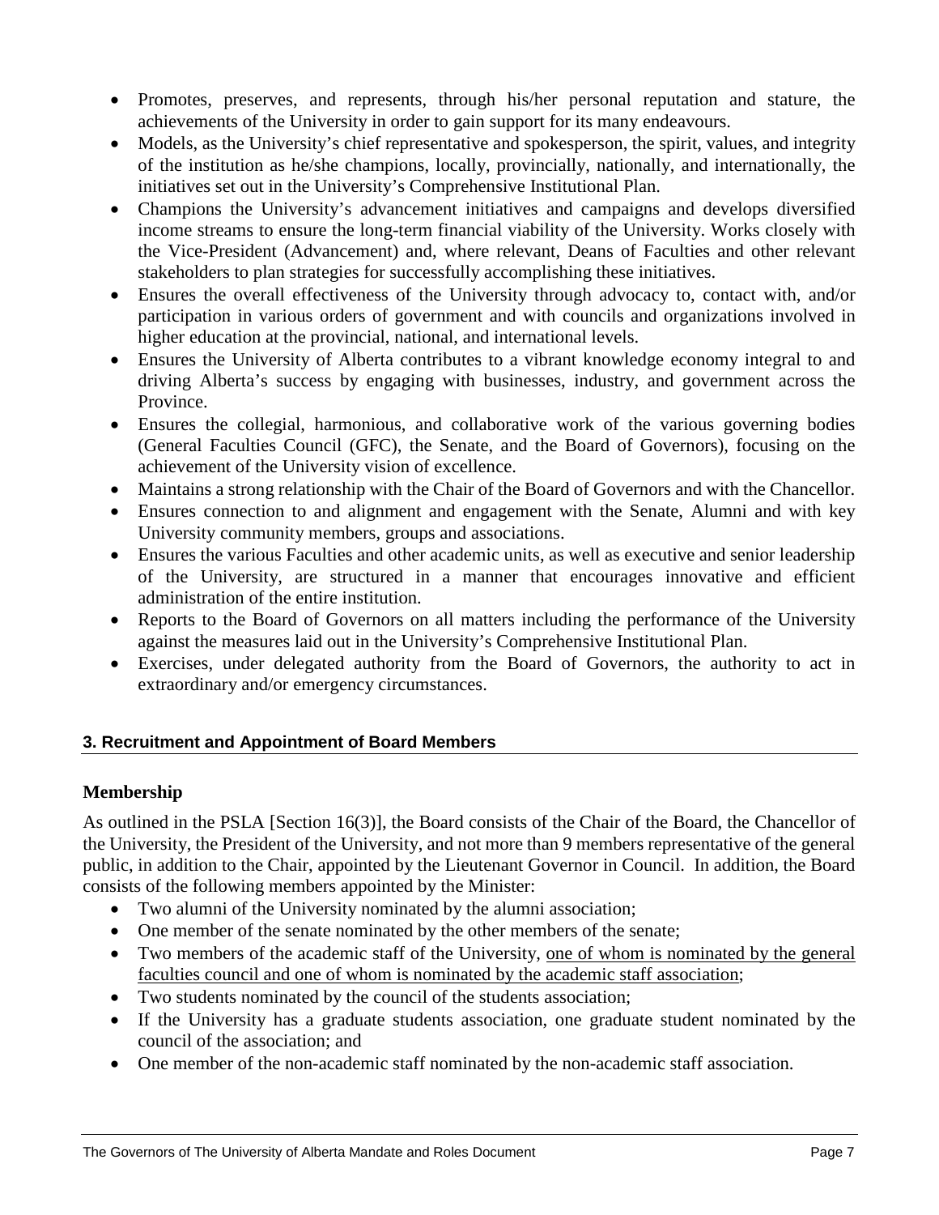- Promotes, preserves, and represents, through his/her personal reputation and stature, the achievements of the University in order to gain support for its many endeavours.
- Models, as the University's chief representative and spokesperson, the spirit, values, and integrity of the institution as he/she champions, locally, provincially, nationally, and internationally, the initiatives set out in the University's Comprehensive Institutional Plan.
- Champions the University's advancement initiatives and campaigns and develops diversified income streams to ensure the long-term financial viability of the University. Works closely with the Vice-President (Advancement) and, where relevant, Deans of Faculties and other relevant stakeholders to plan strategies for successfully accomplishing these initiatives.
- Ensures the overall effectiveness of the University through advocacy to, contact with, and/or participation in various orders of government and with councils and organizations involved in higher education at the provincial, national, and international levels.
- Ensures the University of Alberta contributes to a vibrant knowledge economy integral to and driving Alberta's success by engaging with businesses, industry, and government across the Province.
- Ensures the collegial, harmonious, and collaborative work of the various governing bodies (General Faculties Council (GFC), the Senate, and the Board of Governors), focusing on the achievement of the University vision of excellence.
- Maintains a strong relationship with the Chair of the Board of Governors and with the Chancellor.
- Ensures connection to and alignment and engagement with the Senate, Alumni and with key University community members, groups and associations.
- Ensures the various Faculties and other academic units, as well as executive and senior leadership of the University, are structured in a manner that encourages innovative and efficient administration of the entire institution.
- Reports to the Board of Governors on all matters including the performance of the University against the measures laid out in the University's Comprehensive Institutional Plan.
- Exercises, under delegated authority from the Board of Governors, the authority to act in extraordinary and/or emergency circumstances.

## 3. Recruitment and Appointment of Board Members

### Membership

As outlined in the PSLA [Section 16(3)], the Board consists of the Chair of the Board, the Chancellor of the University, the President of the University, and not more than 9 members representative of the general public, in addition to the Chair, appointed by the Lieutenant Governor in Council. In addition, the Board consists of the following members appointed by the Minister:

- Two alumni of the University nominated by the alumni association;
- One member of the senate nominated by the other members of the senate;
- Two members of the academic staff of the University, <u>one of whom is nominated by the general faculties council and one of whom is nominated by the academic staff association</u>;
- Two students nominated by the council of the students association;
- If the University has a graduate students association, one graduate student nominated by the council of the association; and
- One member of the non-academic staff nominated by the non-academic staff association.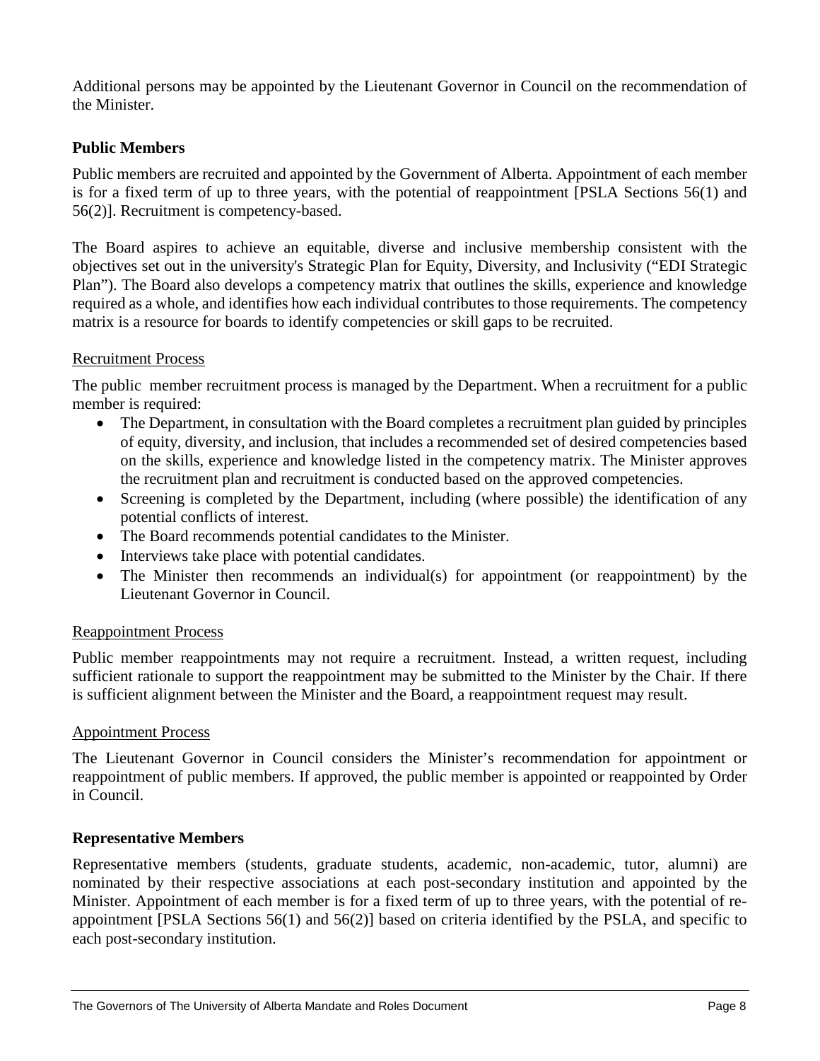Additional persons may be appointed by the Lieutenant Governor in Council on the recommendation of the Minister.

## Public Members

Public members are recruited and appointed by the Government of Alberta. Appointment of each member is for a fixed term of up to three years, with the potential of reappointment [PSLA Sections 56(1) and 56(2)]. Recruitment is competency-based.

The Board aspires to achieve an equitable, diverse and inclusive membership consistent with the objectives set out in the university's Strategic Plan for Equity, Diversity, and Inclusivity ("EDI Strategic Plan"). The Board also develops a competency matrix that outlines the skills, experience and knowledge required as a whole, and identifies how each individual contributes to those requirements. The competency matrix is a resource for boards to identify competencies or skill gaps to be recruited.

### Recruitment Process

The public member recruitment process is managed by the Department. When a recruitment for a public member is required:

- The Department, in consultation with the Board completes a recruitment plan guided by principles of equity, diversity, and inclusion, that includes a recommended set of desired competencies based on the skills, experience and knowledge listed in the competency matrix. The Minister approves the recruitment plan and recruitment is conducted based on the approved competencies.
- Screening is completed by the Department, including (where possible) the identification of any potential conflicts of interest.
- The Board recommends potential candidates to the Minister.
- Interviews take place with potential candidates.
- The Minister then recommends an individual(s) for appointment (or reappointment) by the Lieutenant Governor in Council.

### Reappointment Process

Public member reappointments may not require a recruitment. Instead, a written request, including sufficient rationale to support the reappointment may be submitted to the Minister by the Chair. If there is sufficient alignment between the Minister and the Board, a reappointment request may result.

### Appointment Process

The Lieutenant Governor in Council considers the Minister's recommendation for appointment or reappointment of public members. If approved, the public member is appointed or reappointed by Order in Council.

## Representative Members

Representative members (students, graduate students, academic, non-academic, tutor, alumni) are nominated by their respective associations at each post-secondary institution and appointed by the Minister. Appointment of each member is for a fixed term of up to three years, with the potential of re-appointment [PSLA Sections 56(1) and 56(2)] based on criteria identified by the PSLA, and specific to each post-secondary institution.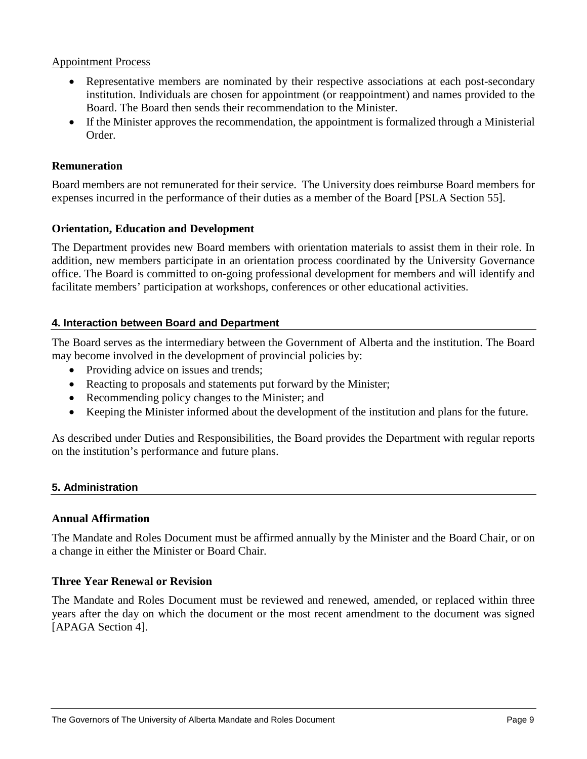Appointment Process

- Representative members are nominated by their respective associations at each post-secondary institution. Individuals are chosen for appointment (or reappointment) and names provided to the Board. The Board then sends their recommendation to the Minister.
- If the Minister approves the recommendation, the appointment is formalized through a Ministerial Order.

### Remuneration

Board members are not remunerated for their service. The University does reimburse Board members for expenses incurred in the performance of their duties as a member of the Board [PSLA Section 55].

### Orientation, Education and Development

The Department provides new Board members with orientation materials to assist them in their role. In addition, new members participate in an orientation process coordinated by the University Governance office. The Board is committed to on-going professional development for members and will identify and facilitate members' participation at workshops, conferences or other educational activities.

## 4. Interaction between Board and Department

The Board serves as the intermediary between the Government of Alberta and the institution. The Board may become involved in the development of provincial policies by:

- Providing advice on issues and trends;
- Reacting to proposals and statements put forward by the Minister;
- Recommending policy changes to the Minister; and
- Keeping the Minister informed about the development of the institution and plans for the future.

As described under Duties and Responsibilities, the Board provides the Department with regular reports on the institution's performance and future plans.

## 5. Administration

### Annual Affirmation

The Mandate and Roles Document must be affirmed annually by the Minister and the Board Chair, or on a change in either the Minister or Board Chair.

### Three Year Renewal or Revision

The Mandate and Roles Document must be reviewed and renewed, amended, or replaced within three years after the day on which the document or the most recent amendment to the document was signed [APAGA Section 4].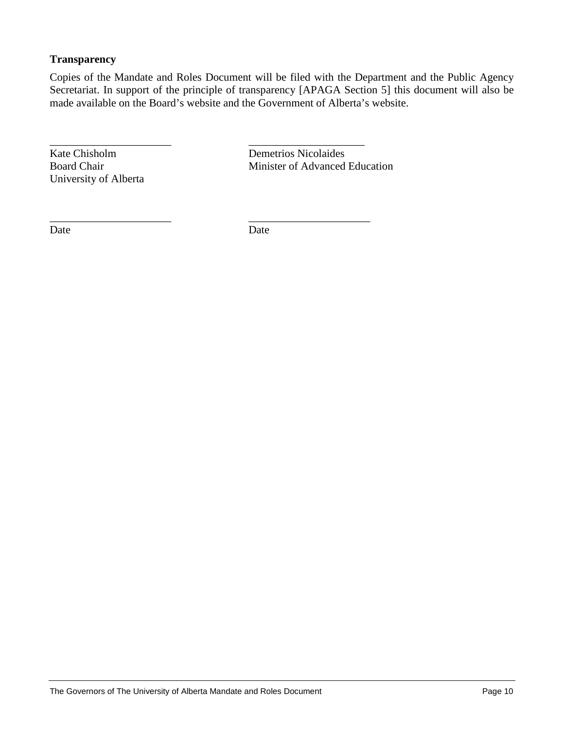**Transparency**

Copies of the Mandate and Roles Document will be filed with the Department and the Public Agency Secretariat. In support of the principle of transparency [APAGA Section 5] this document will also be made available on the Board's website and the Government of Alberta's website.

| | |
|---|---|
| ______________________ | ______________________ |
| Kate Chisholm | Demetrios Nicolaides |
| Board Chair | Minister of Advanced Education |
| University of Alberta | |
| | |
| ______________________ | ______________________ |
| Date | Date |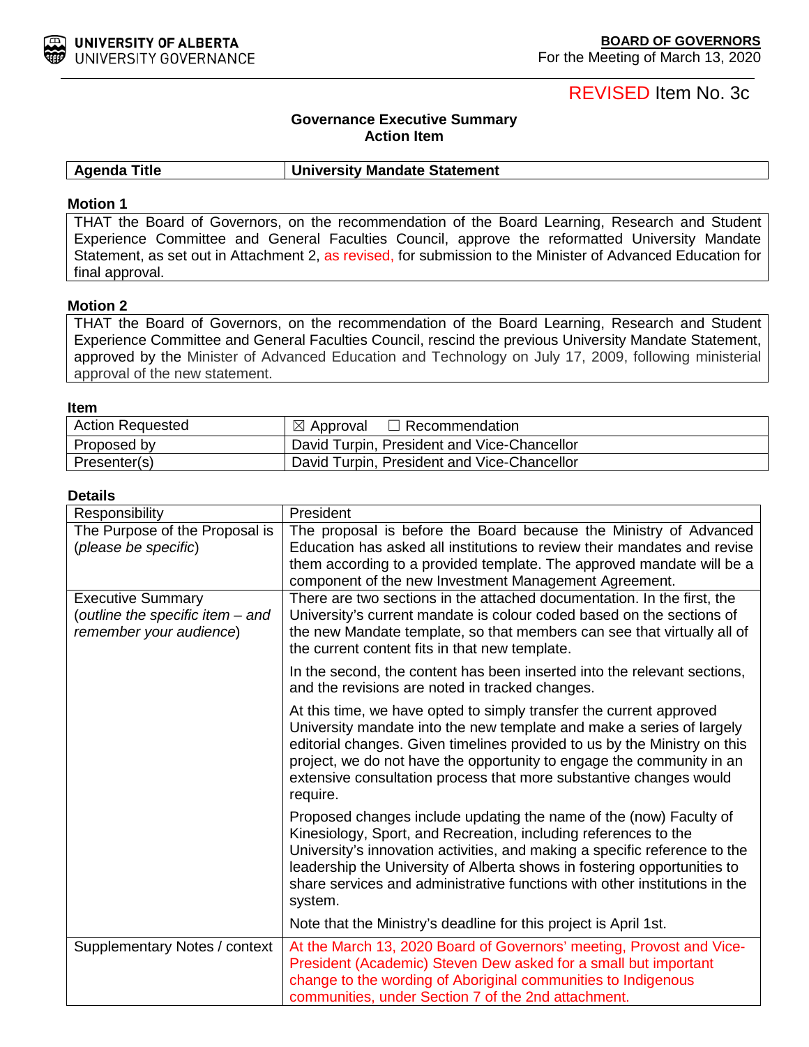**UNIVERSITY OF ALBERTA**
UNIVERSITY GOVERNANCE

**BOARD OF GOVERNORS**
For the Meeting of March 13, 2020

REVISED Item No. 3c

**Governance Executive Summary**
**Action Item**

| **Agenda Title** | **University Mandate Statement** |
|---|---|

**Motion 1**

THAT the Board of Governors, on the recommendation of the Board Learning, Research and Student Experience Committee and General Faculties Council, approve the reformatted University Mandate Statement, as set out in Attachment 2, as revised, for submission to the Minister of Advanced Education for final approval.

**Motion 2**

THAT the Board of Governors, on the recommendation of the Board Learning, Research and Student Experience Committee and General Faculties Council, rescind the previous University Mandate Statement, approved by the Minister of Advanced Education and Technology on July 17, 2009, following ministerial approval of the new statement.

**Item**

| | |
|---|---|
| Action Requested | ☒ Approval ☐ Recommendation |
| Proposed by | David Turpin, President and Vice-Chancellor |
| Presenter(s) | David Turpin, President and Vice-Chancellor |

**Details**

| | |
|---|---|
| Responsibility | President |
| The Purpose of the Proposal is (*please be specific*) | The proposal is before the Board because the Ministry of Advanced Education has asked all institutions to review their mandates and revise them according to a provided template. The approved mandate will be a component of the new Investment Management Agreement. |
| Executive Summary (*outline the specific item – and remember your audience*) | There are two sections in the attached documentation. In the first, the University's current mandate is colour coded based on the sections of the new Mandate template, so that members can see that virtually all of the current content fits in that new template.<br><br>In the second, the content has been inserted into the relevant sections, and the revisions are noted in tracked changes.<br><br>At this time, we have opted to simply transfer the current approved University mandate into the new template and make a series of largely editorial changes. Given timelines provided to us by the Ministry on this project, we do not have the opportunity to engage the community in an extensive consultation process that more substantive changes would require.<br><br>Proposed changes include updating the name of the (now) Faculty of Kinesiology, Sport, and Recreation, including references to the University's innovation activities, and making a specific reference to the leadership the University of Alberta shows in fostering opportunities to share services and administrative functions with other institutions in the system.<br><br>Note that the Ministry's deadline for this project is April 1st. |
| Supplementary Notes / context | At the March 13, 2020 Board of Governors' meeting, Provost and Vice-President (Academic) Steven Dew asked for a small but important change to the wording of Aboriginal communities to Indigenous communities, under Section 7 of the 2nd attachment. |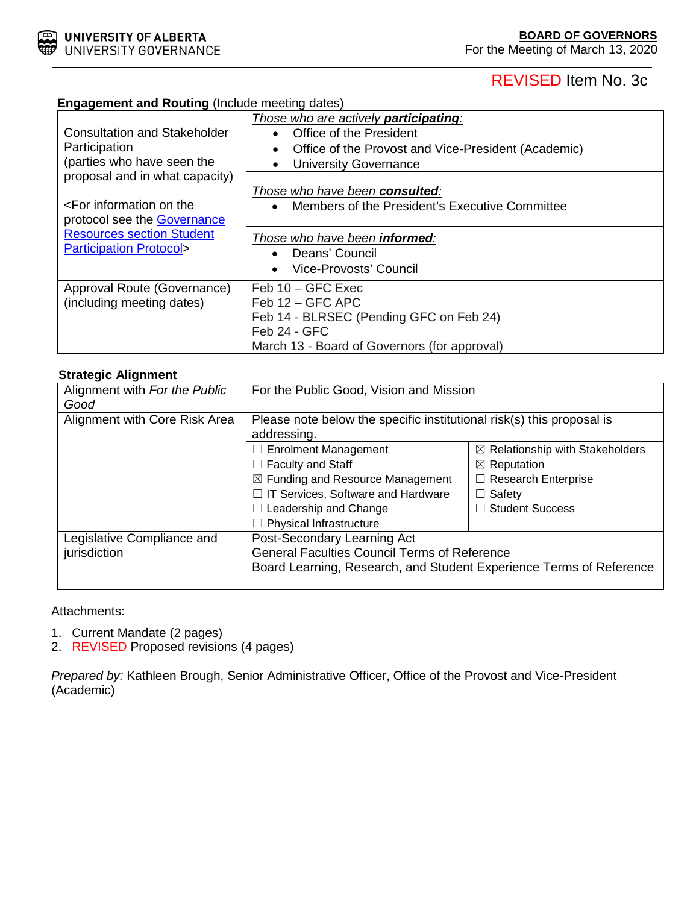**BOARD OF GOVERNORS**
For the Meeting of March 13, 2020

REVISED Item No. 3c

**Engagement and Routing** (Include meeting dates)

| | |
|---|---|
| Consultation and Stakeholder Participation (parties who have seen the proposal and in what capacity)<br><br><For information on the protocol see the Governance Resources section Student Participation Protocol> | *Those who are actively **participating**:*<br>• Office of the President<br>• Office of the Provost and Vice-President (Academic)<br>• University Governance<br><br>*Those who have been **consulted**:*<br>• Members of the President's Executive Committee<br><br>*Those who have been **informed**:*<br>• Deans' Council<br>• Vice-Provosts' Council |
| Approval Route (Governance) (including meeting dates) | Feb 10 – GFC Exec<br>Feb 12 – GFC APC<br>Feb 14 - BLRSEC (Pending GFC on Feb 24)<br>Feb 24 - GFC<br>March 13 - Board of Governors (for approval) |

**Strategic Alignment**

| | | |
|---|---|---|
| Alignment with *For the Public Good* | For the Public Good, Vision and Mission | |
| Alignment with Core Risk Area | Please note below the specific institutional risk(s) this proposal is addressing. | |
| | ☐ Enrolment Management<br>☐ Faculty and Staff<br>☒ Funding and Resource Management<br>☐ IT Services, Software and Hardware<br>☐ Leadership and Change<br>☐ Physical Infrastructure | ☒ Relationship with Stakeholders<br>☒ Reputation<br>☐ Research Enterprise<br>☐ Safety<br>☐ Student Success |
| Legislative Compliance and jurisdiction | Post-Secondary Learning Act<br>General Faculties Council Terms of Reference<br>Board Learning, Research, and Student Experience Terms of Reference | |

Attachments:

1. Current Mandate (2 pages)
2. REVISED Proposed revisions (4 pages)

*Prepared by:* Kathleen Brough, Senior Administrative Officer, Office of the Provost and Vice-President (Academic)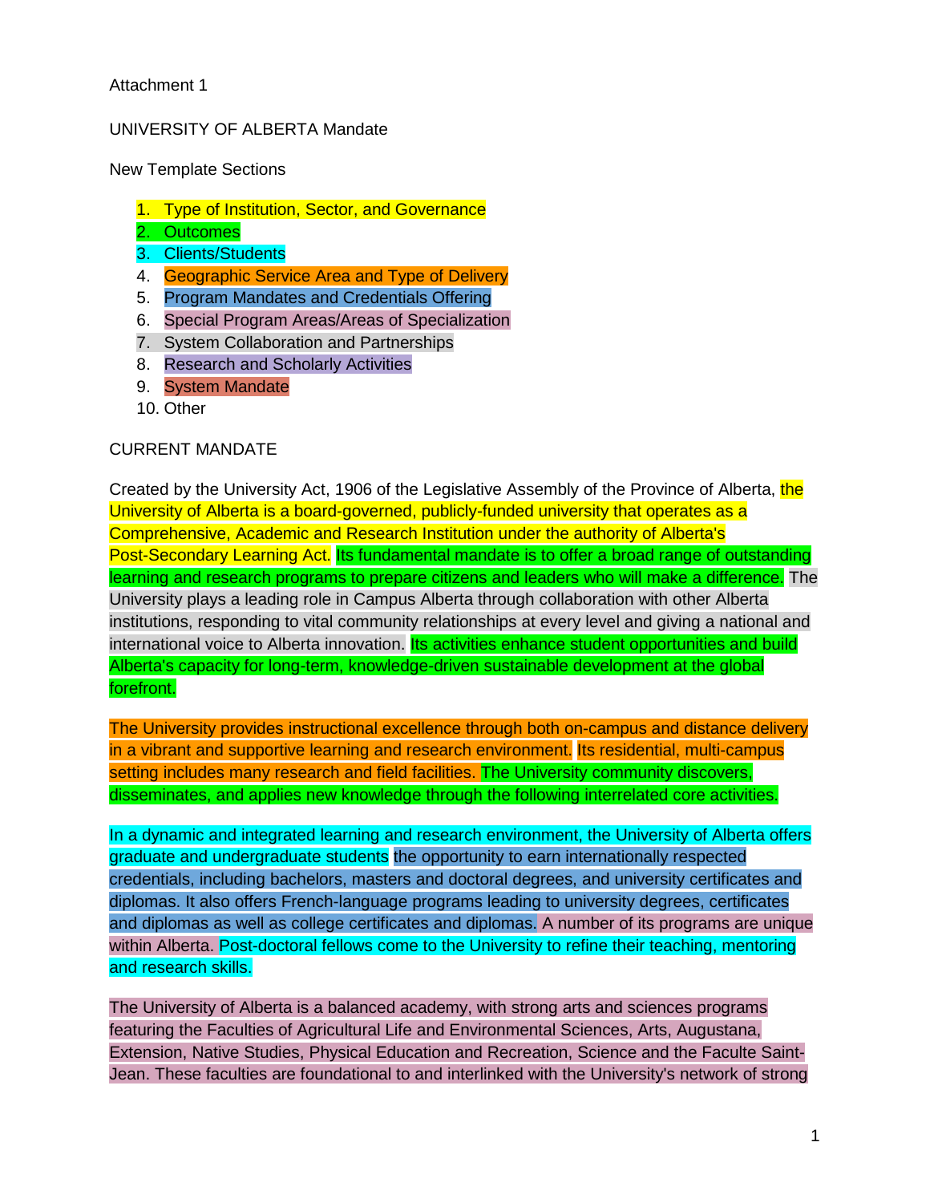Attachment 1

UNIVERSITY OF ALBERTA Mandate

New Template Sections

1. Type of Institution, Sector, and Governance
2. Outcomes
3. Clients/Students
4. Geographic Service Area and Type of Delivery
5. Program Mandates and Credentials Offering
6. Special Program Areas/Areas of Specialization
7. System Collaboration and Partnerships
8. Research and Scholarly Activities
9. System Mandate
10. Other

CURRENT MANDATE

Created by the University Act, 1906 of the Legislative Assembly of the Province of Alberta, the University of Alberta is a board-governed, publicly-funded university that operates as a Comprehensive, Academic and Research Institution under the authority of Alberta's Post-Secondary Learning Act. Its fundamental mandate is to offer a broad range of outstanding learning and research programs to prepare citizens and leaders who will make a difference. The University plays a leading role in Campus Alberta through collaboration with other Alberta institutions, responding to vital community relationships at every level and giving a national and international voice to Alberta innovation. Its activities enhance student opportunities and build Alberta's capacity for long-term, knowledge-driven sustainable development at the global forefront.

The University provides instructional excellence through both on-campus and distance delivery in a vibrant and supportive learning and research environment. Its residential, multi-campus setting includes many research and field facilities. The University community discovers, disseminates, and applies new knowledge through the following interrelated core activities.

In a dynamic and integrated learning and research environment, the University of Alberta offers graduate and undergraduate students the opportunity to earn internationally respected credentials, including bachelors, masters and doctoral degrees, and university certificates and diplomas. It also offers French-language programs leading to university degrees, certificates and diplomas as well as college certificates and diplomas. A number of its programs are unique within Alberta. Post-doctoral fellows come to the University to refine their teaching, mentoring and research skills.

The University of Alberta is a balanced academy, with strong arts and sciences programs featuring the Faculties of Agricultural Life and Environmental Sciences, Arts, Augustana, Extension, Native Studies, Physical Education and Recreation, Science and the Faculte Saint-Jean. These faculties are foundational to and interlinked with the University's network of strong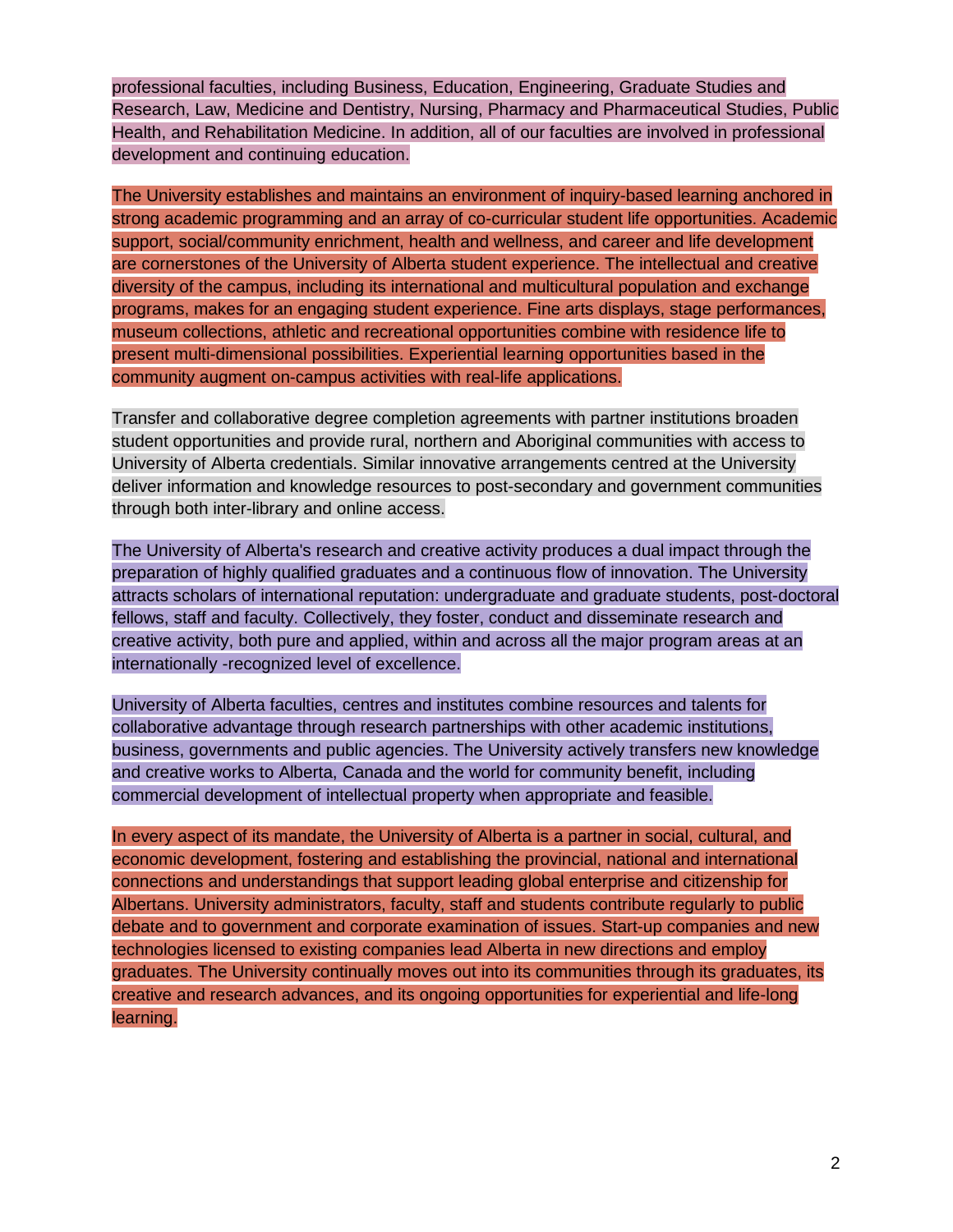professional faculties, including Business, Education, Engineering, Graduate Studies and Research, Law, Medicine and Dentistry, Nursing, Pharmacy and Pharmaceutical Studies, Public Health, and Rehabilitation Medicine. In addition, all of our faculties are involved in professional development and continuing education.

The University establishes and maintains an environment of inquiry-based learning anchored in strong academic programming and an array of co-curricular student life opportunities. Academic support, social/community enrichment, health and wellness, and career and life development are cornerstones of the University of Alberta student experience. The intellectual and creative diversity of the campus, including its international and multicultural population and exchange programs, makes for an engaging student experience. Fine arts displays, stage performances, museum collections, athletic and recreational opportunities combine with residence life to present multi-dimensional possibilities. Experiential learning opportunities based in the community augment on-campus activities with real-life applications.

Transfer and collaborative degree completion agreements with partner institutions broaden student opportunities and provide rural, northern and Aboriginal communities with access to University of Alberta credentials. Similar innovative arrangements centred at the University deliver information and knowledge resources to post-secondary and government communities through both inter-library and online access.

The University of Alberta's research and creative activity produces a dual impact through the preparation of highly qualified graduates and a continuous flow of innovation. The University attracts scholars of international reputation: undergraduate and graduate students, post-doctoral fellows, staff and faculty. Collectively, they foster, conduct and disseminate research and creative activity, both pure and applied, within and across all the major program areas at an internationally -recognized level of excellence.

University of Alberta faculties, centres and institutes combine resources and talents for collaborative advantage through research partnerships with other academic institutions, business, governments and public agencies. The University actively transfers new knowledge and creative works to Alberta, Canada and the world for community benefit, including commercial development of intellectual property when appropriate and feasible.

In every aspect of its mandate, the University of Alberta is a partner in social, cultural, and economic development, fostering and establishing the provincial, national and international connections and understandings that support leading global enterprise and citizenship for Albertans. University administrators, faculty, staff and students contribute regularly to public debate and to government and corporate examination of issues. Start-up companies and new technologies licensed to existing companies lead Alberta in new directions and employ graduates. The University continually moves out into its communities through its graduates, its creative and research advances, and its ongoing opportunities for experiential and life-long learning.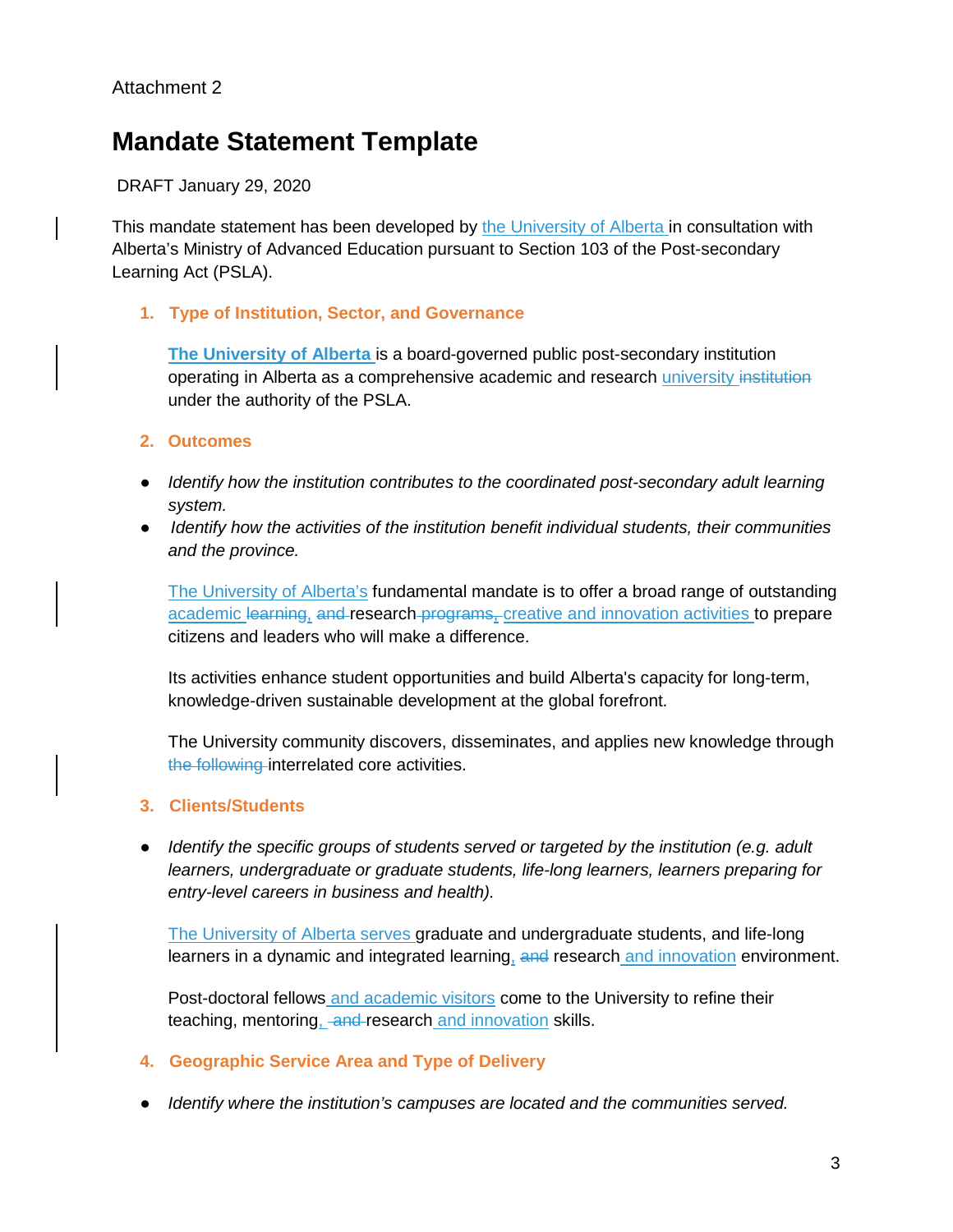Attachment 2

# Mandate Statement Template

DRAFT January 29, 2020

This mandate statement has been developed by the University of Alberta in consultation with Alberta's Ministry of Advanced Education pursuant to Section 103 of the Post-secondary Learning Act (PSLA).

## 1. Type of Institution, Sector, and Governance

**The University of Alberta** is a board-governed public post-secondary institution operating in Alberta as a comprehensive academic and research university ~~institution~~ under the authority of the PSLA.

## 2. Outcomes

- *Identify how the institution contributes to the coordinated post-secondary adult learning system.*
- *Identify how the activities of the institution benefit individual students, their communities and the province.*

The University of Alberta's fundamental mandate is to offer a broad range of outstanding academic ~~learning~~, ~~and~~ research ~~programs,~~ creative and innovation activities to prepare citizens and leaders who will make a difference.

Its activities enhance student opportunities and build Alberta's capacity for long-term, knowledge-driven sustainable development at the global forefront.

The University community discovers, disseminates, and applies new knowledge through ~~the following~~ interrelated core activities.

## 3. Clients/Students

- *Identify the specific groups of students served or targeted by the institution (e.g. adult learners, undergraduate or graduate students, life-long learners, learners preparing for entry-level careers in business and health).*

The University of Alberta serves graduate and undergraduate students, and life-long learners in a dynamic and integrated learning, ~~and~~ research and innovation environment.

Post-doctoral fellows and academic visitors come to the University to refine their teaching, mentoring, ~~and~~ research and innovation skills.

## 4. Geographic Service Area and Type of Delivery

- *Identify where the institution's campuses are located and the communities served.*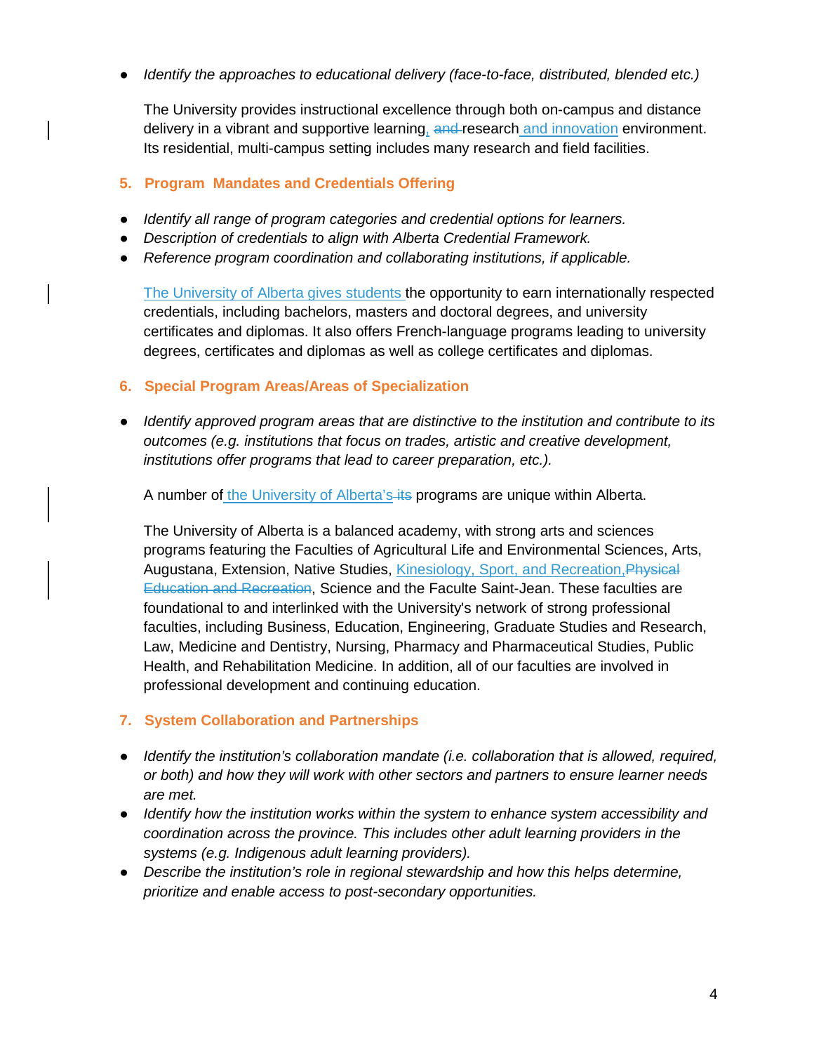- *Identify the approaches to educational delivery (face-to-face, distributed, blended etc.)*

The University provides instructional excellence through both on-campus and distance delivery in a vibrant and supportive learning, ~~and~~ research and innovation environment. Its residential, multi-campus setting includes many research and field facilities.

## 5. Program Mandates and Credentials Offering

- *Identify all range of program categories and credential options for learners.*
- *Description of credentials to align with Alberta Credential Framework.*
- *Reference program coordination and collaborating institutions, if applicable.*

The University of Alberta gives students the opportunity to earn internationally respected credentials, including bachelors, masters and doctoral degrees, and university certificates and diplomas. It also offers French-language programs leading to university degrees, certificates and diplomas as well as college certificates and diplomas.

## 6. Special Program Areas/Areas of Specialization

- *Identify approved program areas that are distinctive to the institution and contribute to its outcomes (e.g. institutions that focus on trades, artistic and creative development, institutions offer programs that lead to career preparation, etc.).*

A number of the University of Alberta's ~~its~~ programs are unique within Alberta.

The University of Alberta is a balanced academy, with strong arts and sciences programs featuring the Faculties of Agricultural Life and Environmental Sciences, Arts, Augustana, Extension, Native Studies, Kinesiology, Sport, and Recreation,~~Physical Education and Recreation~~, Science and the Faculte Saint-Jean. These faculties are foundational to and interlinked with the University's network of strong professional faculties, including Business, Education, Engineering, Graduate Studies and Research, Law, Medicine and Dentistry, Nursing, Pharmacy and Pharmaceutical Studies, Public Health, and Rehabilitation Medicine. In addition, all of our faculties are involved in professional development and continuing education.

## 7. System Collaboration and Partnerships

- *Identify the institution's collaboration mandate (i.e. collaboration that is allowed, required, or both) and how they will work with other sectors and partners to ensure learner needs are met.*
- *Identify how the institution works within the system to enhance system accessibility and coordination across the province. This includes other adult learning providers in the systems (e.g. Indigenous adult learning providers).*
- *Describe the institution's role in regional stewardship and how this helps determine, prioritize and enable access to post-secondary opportunities.*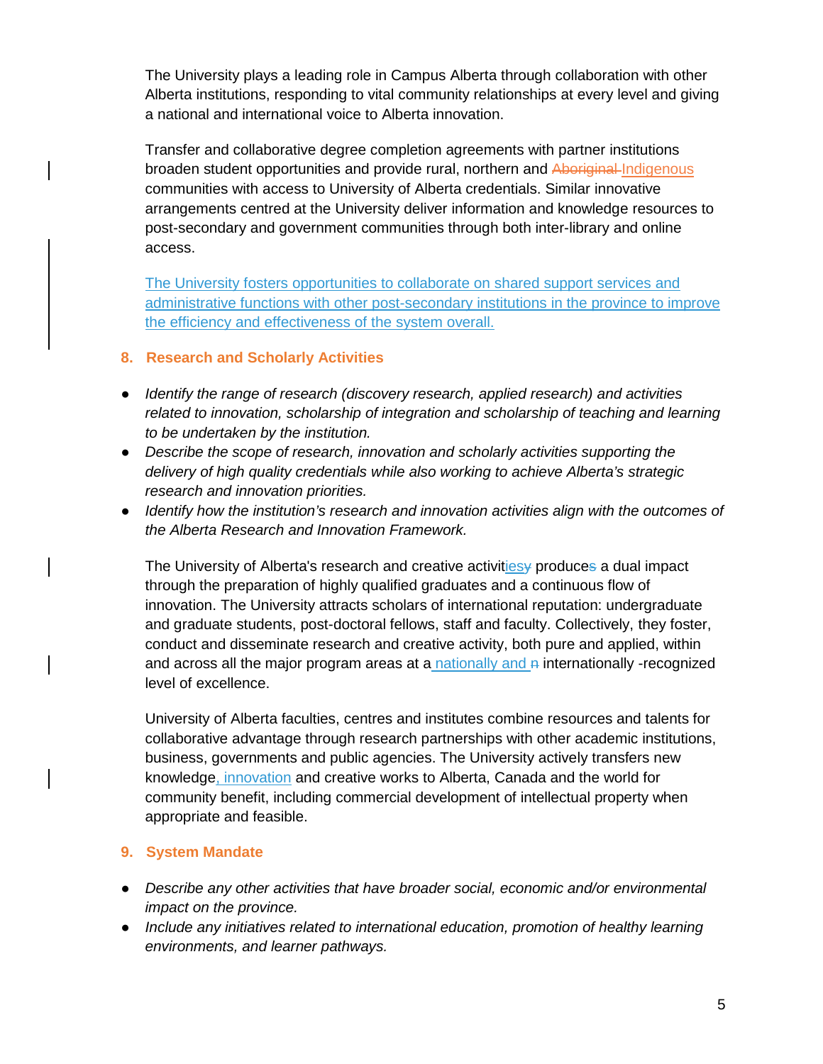The University plays a leading role in Campus Alberta through collaboration with other Alberta institutions, responding to vital community relationships at every level and giving a national and international voice to Alberta innovation.

Transfer and collaborative degree completion agreements with partner institutions broaden student opportunities and provide rural, northern and ~~Aboriginal~~ Indigenous communities with access to University of Alberta credentials. Similar innovative arrangements centred at the University deliver information and knowledge resources to post-secondary and government communities through both inter-library and online access.

The University fosters opportunities to collaborate on shared support services and administrative functions with other post-secondary institutions in the province to improve the efficiency and effectiveness of the system overall.

## 8. Research and Scholarly Activities

- *Identify the range of research (discovery research, applied research) and activities related to innovation, scholarship of integration and scholarship of teaching and learning to be undertaken by the institution.*
- *Describe the scope of research, innovation and scholarly activities supporting the delivery of high quality credentials while also working to achieve Alberta's strategic research and innovation priorities.*
- *Identify how the institution's research and innovation activities align with the outcomes of the Alberta Research and Innovation Framework.*

The University of Alberta's research and creative activities~~y~~ produce~~s~~ a dual impact through the preparation of highly qualified graduates and a continuous flow of innovation. The University attracts scholars of international reputation: undergraduate and graduate students, post-doctoral fellows, staff and faculty. Collectively, they foster, conduct and disseminate research and creative activity, both pure and applied, within and across all the major program areas at a nationally and ~~n~~ internationally -recognized level of excellence.

University of Alberta faculties, centres and institutes combine resources and talents for collaborative advantage through research partnerships with other academic institutions, business, governments and public agencies. The University actively transfers new knowledge, innovation and creative works to Alberta, Canada and the world for community benefit, including commercial development of intellectual property when appropriate and feasible.

## 9. System Mandate

- *Describe any other activities that have broader social, economic and/or environmental impact on the province.*
- *Include any initiatives related to international education, promotion of healthy learning environments, and learner pathways.*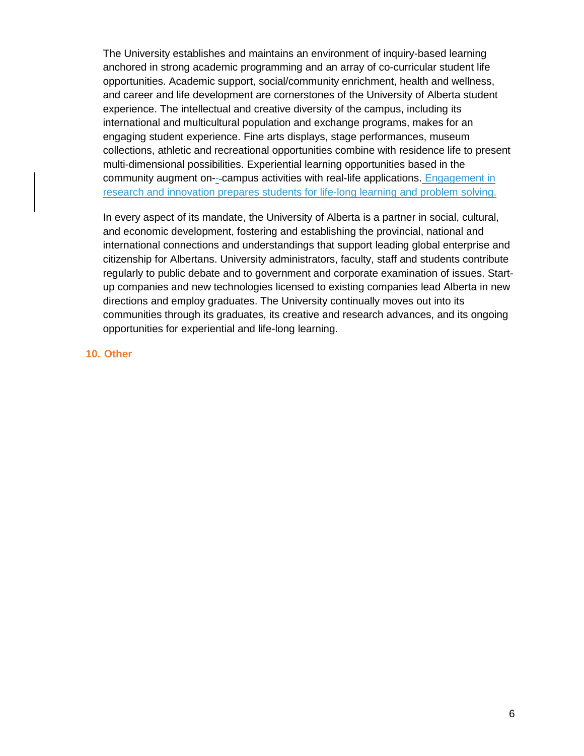The University establishes and maintains an environment of inquiry-based learning anchored in strong academic programming and an array of co-curricular student life opportunities. Academic support, social/community enrichment, health and wellness, and career and life development are cornerstones of the University of Alberta student experience. The intellectual and creative diversity of the campus, including its international and multicultural population and exchange programs, makes for an engaging student experience. Fine arts displays, stage performances, museum collections, athletic and recreational opportunities combine with residence life to present multi-dimensional possibilities. Experiential learning opportunities based in the community augment on-campus activities with real-life applications. Engagement in research and innovation prepares students for life-long learning and problem solving.

In every aspect of its mandate, the University of Alberta is a partner in social, cultural, and economic development, fostering and establishing the provincial, national and international connections and understandings that support leading global enterprise and citizenship for Albertans. University administrators, faculty, staff and students contribute regularly to public debate and to government and corporate examination of issues. Start-up companies and new technologies licensed to existing companies lead Alberta in new directions and employ graduates. The University continually moves out into its communities through its graduates, its creative and research advances, and its ongoing opportunities for experiential and life-long learning.

## 10. Other